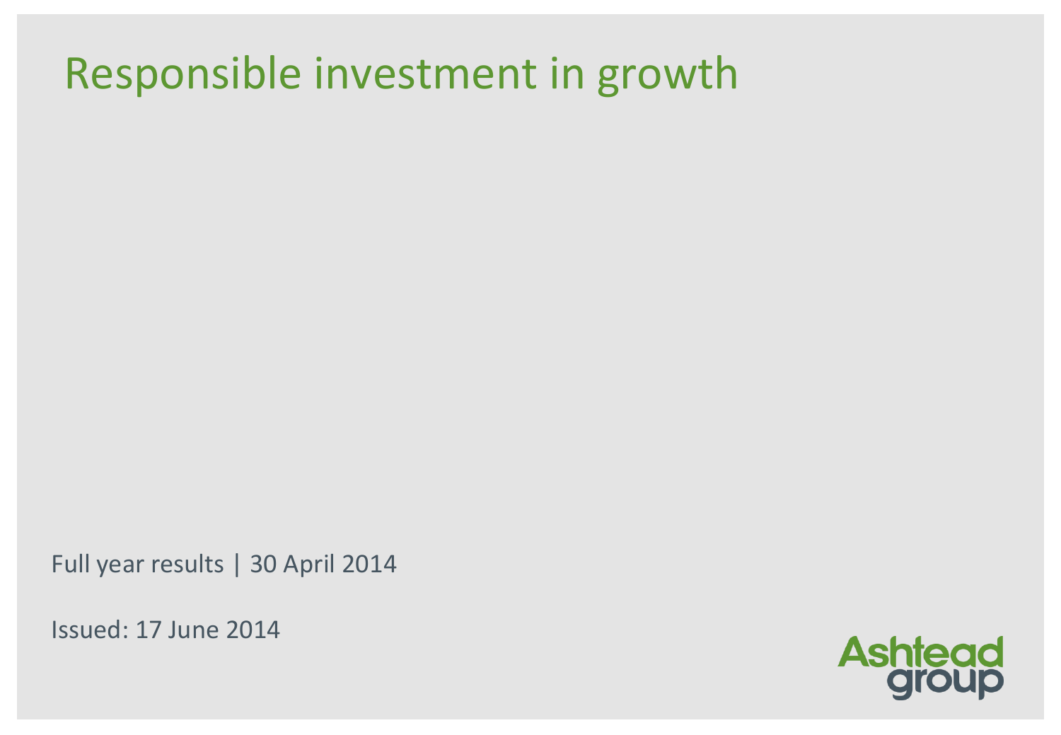# Responsible investment in growth

Full year results | 30 April 2014

Issued: 17 June 2014

Ashtead group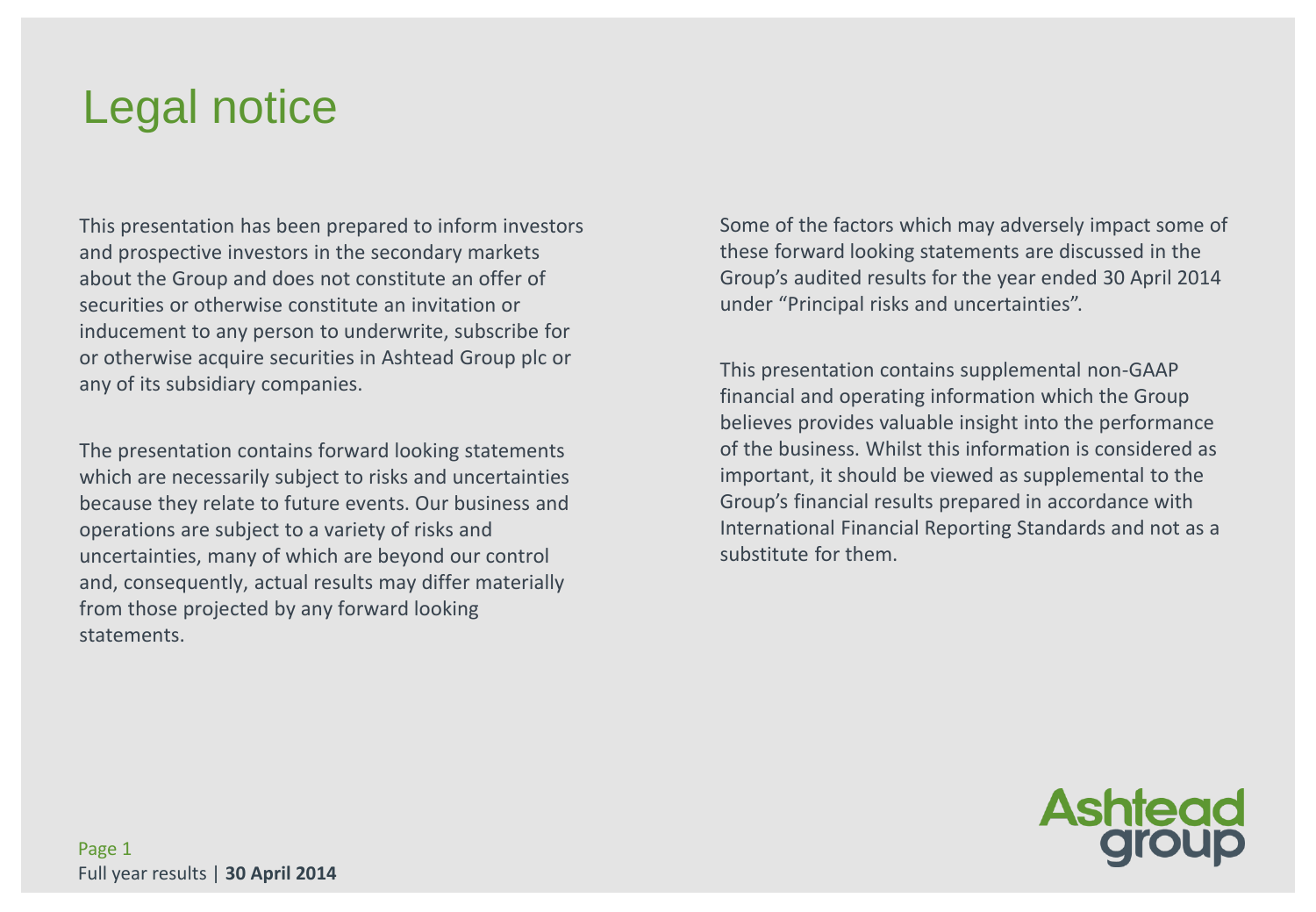# Legal notice

This presentation has been prepared to inform investors and prospective investors in the secondary markets about the Group and does not constitute an offer of securities or otherwise constitute an invitation or inducement to any person to underwrite, subscribe for or otherwise acquire securities in Ashtead Group plc or any of its subsidiary companies.

The presentation contains forward looking statements which are necessarily subject to risks and uncertainties because they relate to future events. Our business and operations are subject to a variety of risks and uncertainties, many of which are beyond our control and, consequently, actual results may differ materially from those projected by any forward looking statements.

Some of the factors which may adversely impact some of these forward looking statements are discussed in the Group's audited results for the year ended 30 April 2014 under "Principal risks and uncertainties".

This presentation contains supplemental non-GAAP financial and operating information which the Group believes provides valuable insight into the performance of the business. Whilst this information is considered as important, it should be viewed as supplemental to the Group's financial results prepared in accordance with International Financial Reporting Standards and not as a substitute for them.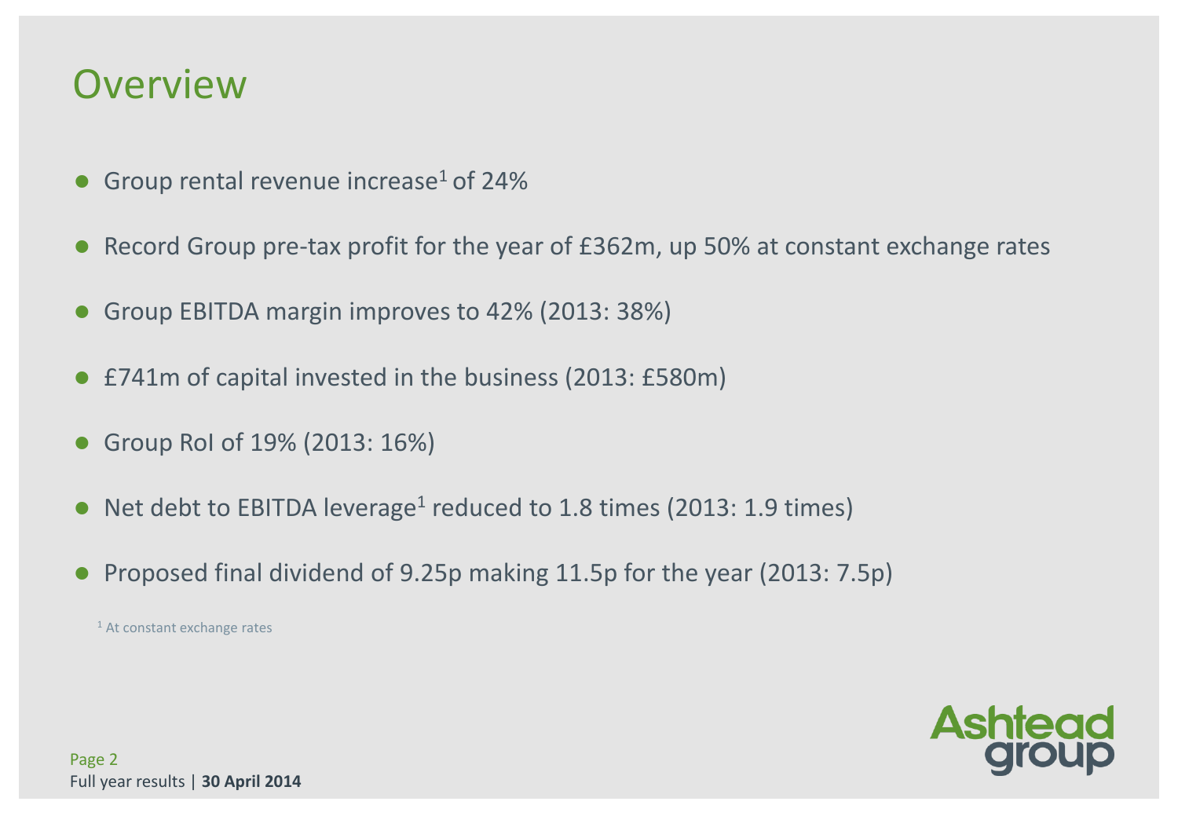# Overview

- Group rental revenue increase[1] of 24%
- Record Group pre-tax profit for the year of £362m, up 50% at constant exchange rates
- Group EBITDA margin improves to 42% (2013: 38%)
- £741m of capital invested in the business (2013: £580m)
- Group RoI of 19% (2013: 16%)
- Net debt to EBITDA leverage[1] reduced to 1.8 times (2013: 1.9 times)
- Proposed final dividend of 9.25p making 11.5p for the year (2013: 7.5p)

[1] At constant exchange rates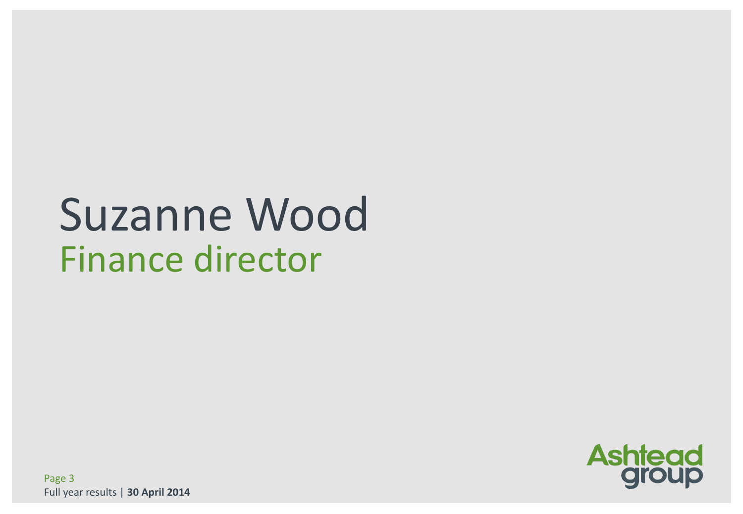# Suzanne Wood

## Finance director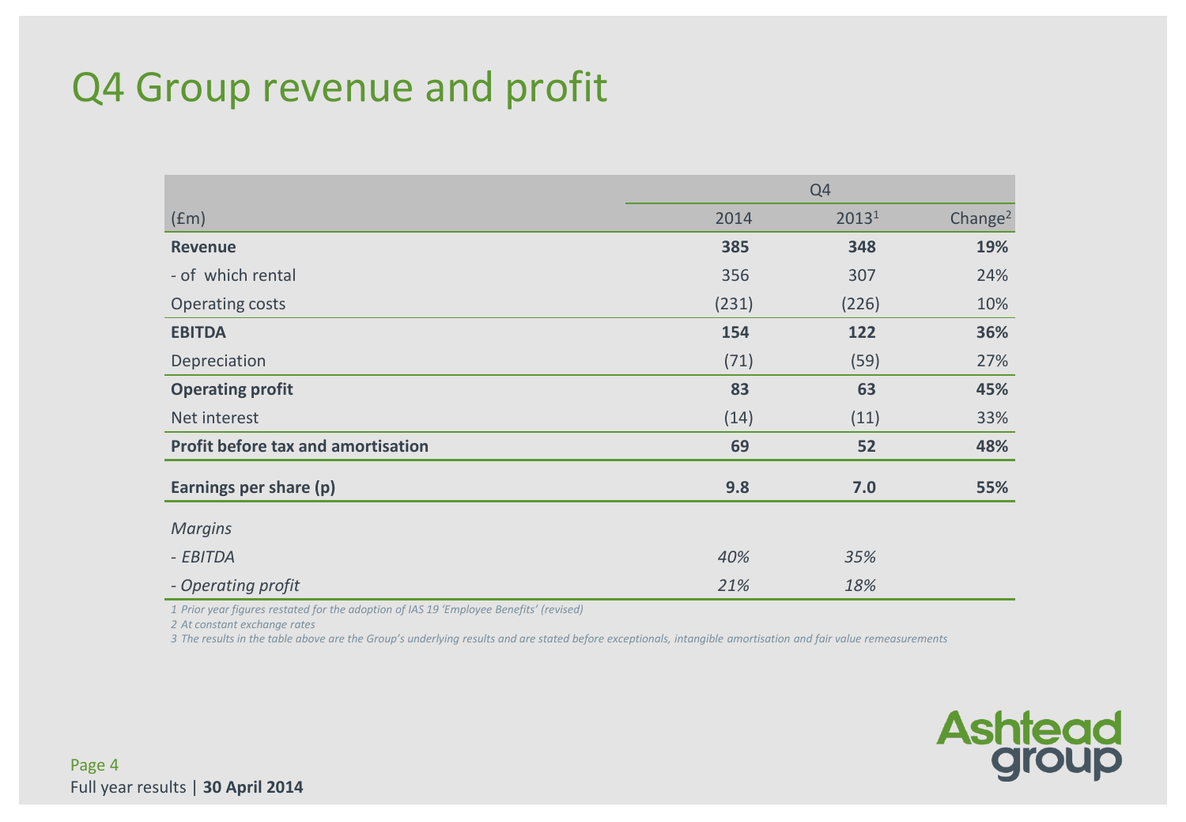# Q4 Group revenue and profit

| | Q4 | | |
|---|---|---|---|
| (£m) | 2014 | 2013[1] | Change[2] |
| **Revenue** | **385** | **348** | **19%** |
| - of which rental | 356 | 307 | 24% |
| Operating costs | (231) | (226) | 10% |
| **EBITDA** | **154** | **122** | **36%** |
| Depreciation | (71) | (59) | 27% |
| **Operating profit** | **83** | **63** | **45%** |
| Net interest | (14) | (11) | 33% |
| **Profit before tax and amortisation** | **69** | **52** | **48%** |
| **Earnings per share (p)** | **9.8** | **7.0** | **55%** |
| *Margins* | | | |
| *- EBITDA* | *40%* | *35%* | |
| *- Operating profit* | *21%* | *18%* | |

*1 Prior year figures restated for the adoption of IAS 19 'Employee Benefits' (revised)*

*2 At constant exchange rates*

*3 The results in the table above are the Group's underlying results and are stated before exceptionals, intangible amortisation and fair value remeasurements*

Full year results | **30 April 2014**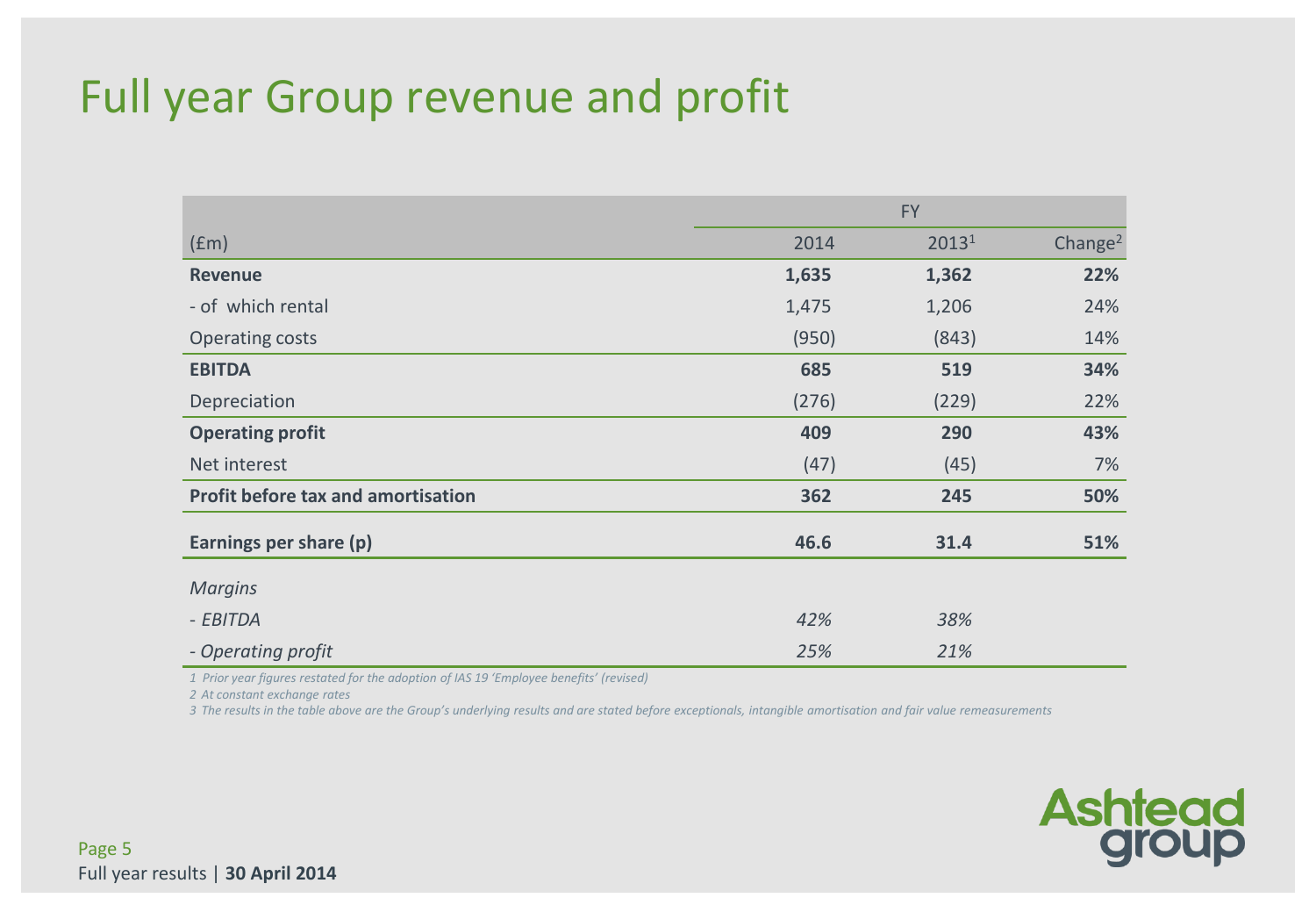# Full year Group revenue and profit

| | FY | | |
|---|---|---|---|
| (£m) | 2014 | 2013[1] | Change[2] |
| **Revenue** | **1,635** | **1,362** | **22%** |
| - of which rental | 1,475 | 1,206 | 24% |
| Operating costs | (950) | (843) | 14% |
| **EBITDA** | **685** | **519** | **34%** |
| Depreciation | (276) | (229) | 22% |
| **Operating profit** | **409** | **290** | **43%** |
| Net interest | (47) | (45) | 7% |
| **Profit before tax and amortisation** | **362** | **245** | **50%** |
| **Earnings per share (p)** | **46.6** | **31.4** | **51%** |
| *Margins* | | | |
| *- EBITDA* | *42%* | *38%* | |
| *- Operating profit* | *25%* | *21%* | |

*1 Prior year figures restated for the adoption of IAS 19 'Employee benefits' (revised)*

*2 At constant exchange rates*

*3 The results in the table above are the Group's underlying results and are stated before exceptionals, intangible amortisation and fair value remeasurements*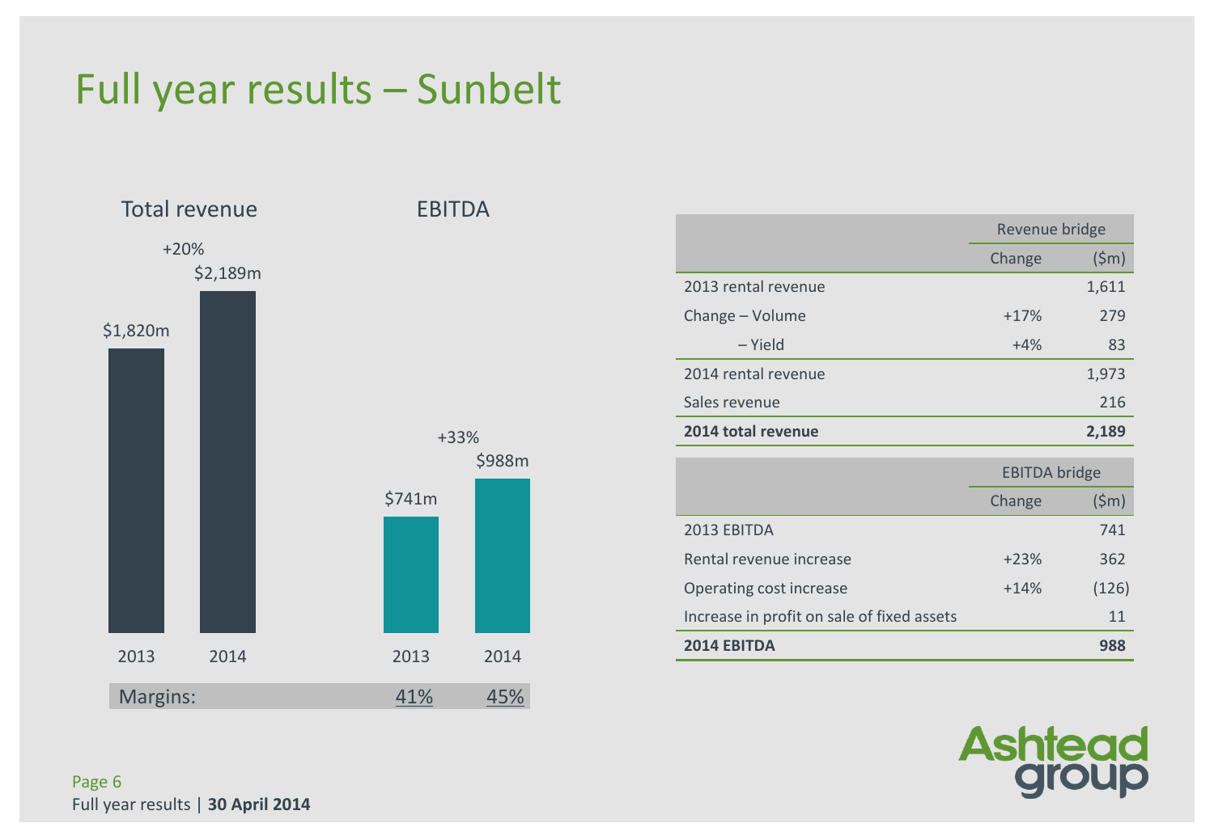# Full year results – Sunbelt

**Total revenue**

+20%

| Year | Total revenue |
|---|---|
| 2013 | $1,820m |
| 2014 | $2,189m |

**EBITDA**

+33%

| Year | EBITDA |
|---|---|
| 2013 | $741m |
| 2014 | $988m |

Margins: 41% (2013) 45% (2014)

| | Revenue bridge | |
|---|---|---|
| | Change | ($m) |
| 2013 rental revenue | | 1,611 |
| Change – Volume | +17% | 279 |
| – Yield | +4% | 83 |
| 2014 rental revenue | | 1,973 |
| Sales revenue | | 216 |
| **2014 total revenue** | | **2,189** |

| | EBITDA bridge | |
|---|---|---|
| | Change | ($m) |
| 2013 EBITDA | | 741 |
| Rental revenue increase | +23% | 362 |
| Operating cost increase | +14% | (126) |
| Increase in profit on sale of fixed assets | | 11 |
| **2014 EBITDA** | | **988** |

Full year results | **30 April 2014**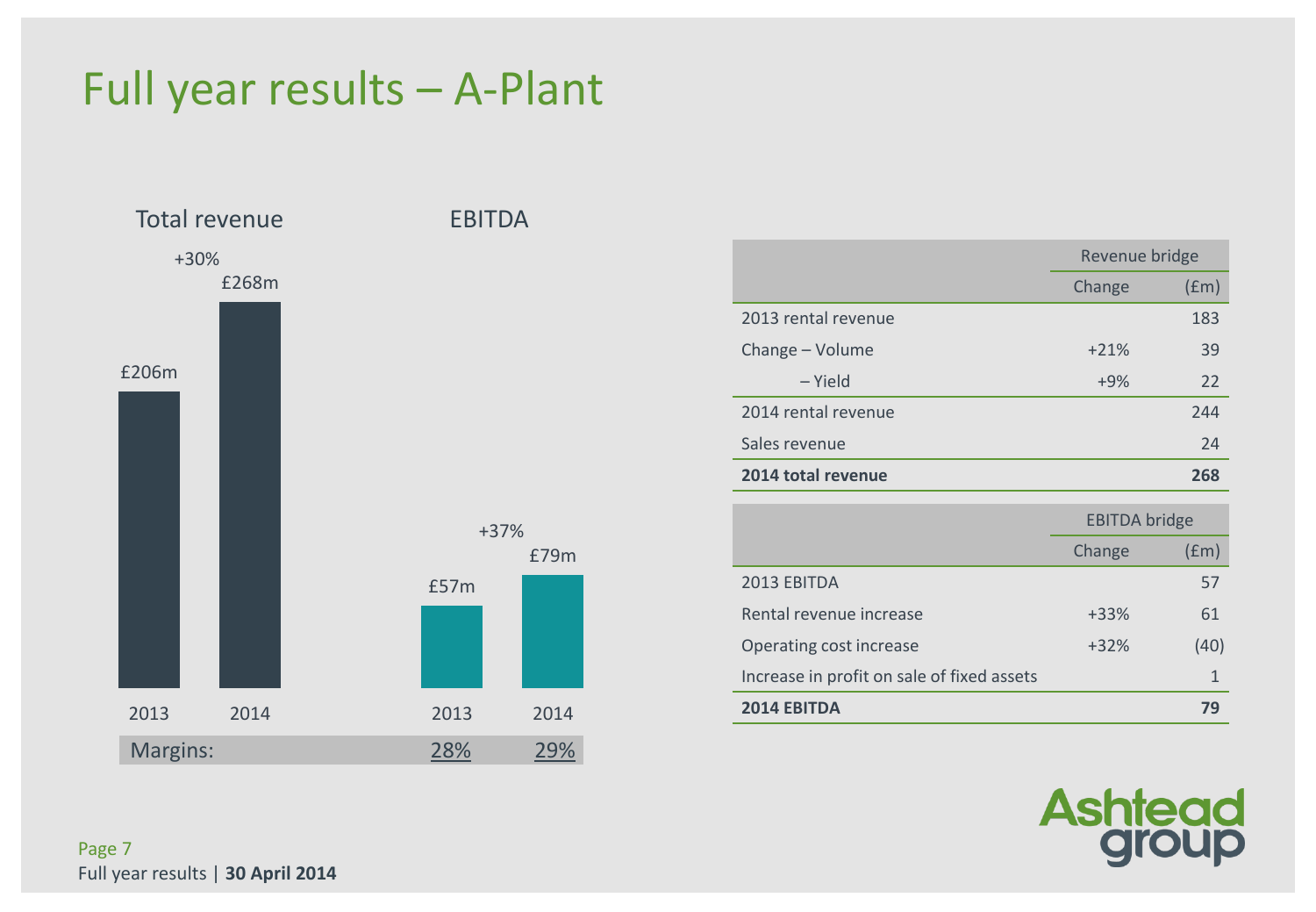# Full year results – A-Plant

**Total revenue**

| | 2013 | 2014 |
|---|---|---|
| Total revenue | £206m | £268m |

+30%

**EBITDA**

| | 2013 | 2014 |
|---|---|---|
| EBITDA | £57m | £79m |
| Margins: | 28% | 29% |

+37%

| | Revenue bridge | |
|---|---|---|
| | Change | (£m) |
| 2013 rental revenue | | 183 |
| Change – Volume | +21% | 39 |
| – Yield | +9% | 22 |
| 2014 rental revenue | | 244 |
| Sales revenue | | 24 |
| **2014 total revenue** | | **268** |

| | EBITDA bridge | |
|---|---|---|
| | Change | (£m) |
| 2013 EBITDA | | 57 |
| Rental revenue increase | +33% | 61 |
| Operating cost increase | +32% | (40) |
| Increase in profit on sale of fixed assets | | 1 |
| **2014 EBITDA** | | **79** |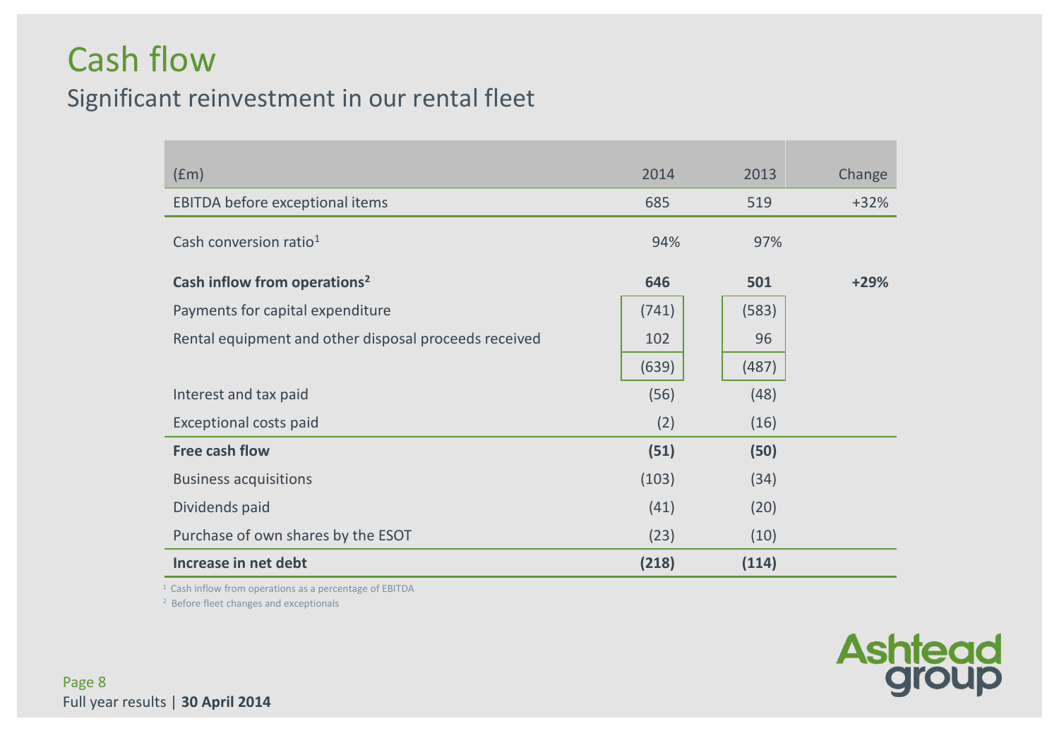# Cash flow

## Significant reinvestment in our rental fleet

| (£m) | 2014 | 2013 | Change |
|---|---|---|---|
| EBITDA before exceptional items | 685 | 519 | +32% |
| Cash conversion ratio[1] | 94% | 97% | |
| **Cash inflow from operations[2]** | **646** | **501** | **+29%** |
| Payments for capital expenditure | (741) | (583) | |
| Rental equipment and other disposal proceeds received | 102 | 96 | |
| | (639) | (487) | |
| Interest and tax paid | (56) | (48) | |
| Exceptional costs paid | (2) | (16) | |
| **Free cash flow** | **(51)** | **(50)** | |
| Business acquisitions | (103) | (34) | |
| Dividends paid | (41) | (20) | |
| Purchase of own shares by the ESOT | (23) | (10) | |
| **Increase in net debt** | **(218)** | **(114)** | |

[1] Cash inflow from operations as a percentage of EBITDA

[2] Before fleet changes and exceptionals

Full year results | **30 April 2014**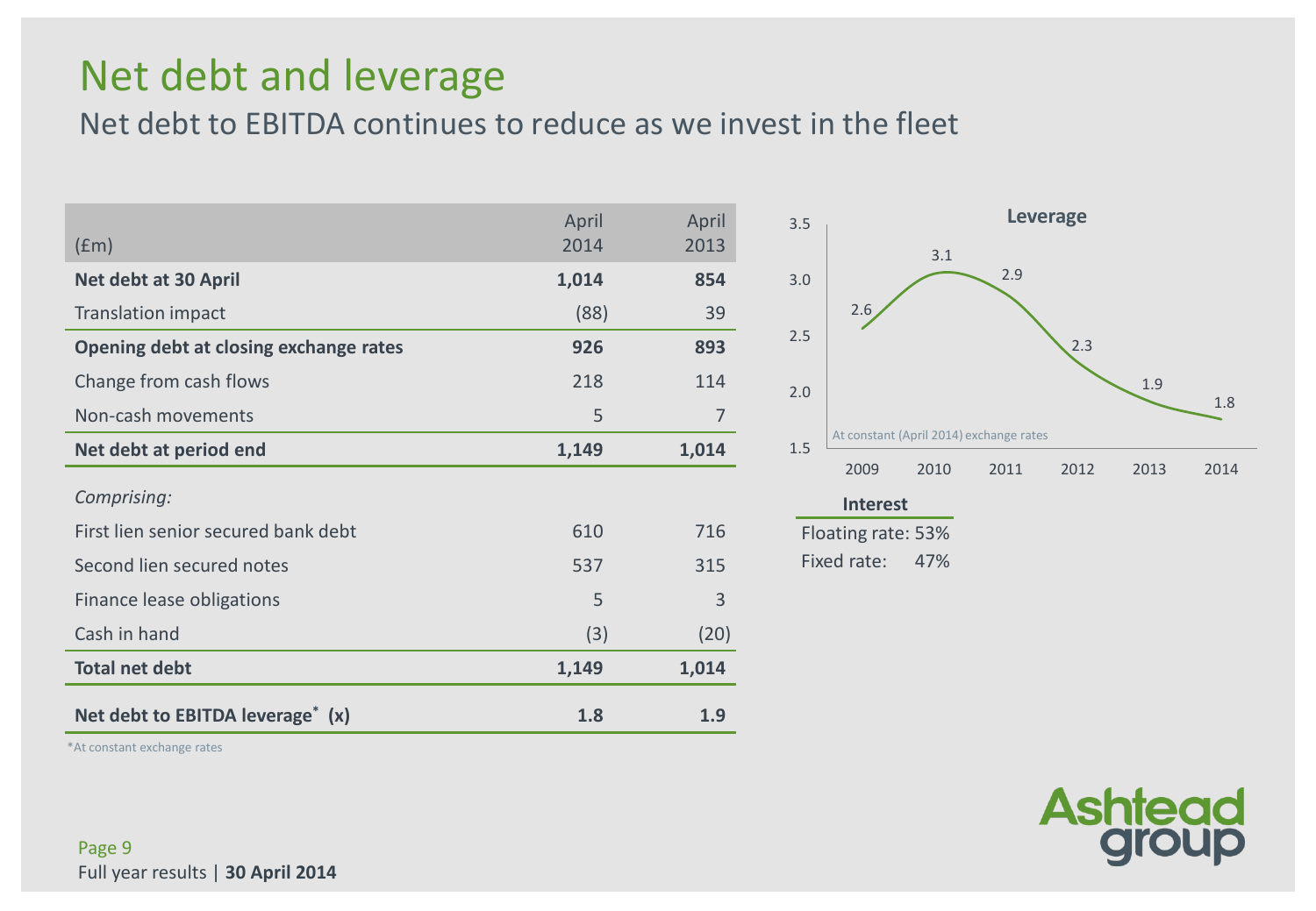# Net debt and leverage

## Net debt to EBITDA continues to reduce as we invest in the fleet

| (£m) | April 2014 | April 2013 |
|---|---|---|
| **Net debt at 30 April** | **1,014** | **854** |
| Translation impact | (88) | 39 |
| **Opening debt at closing exchange rates** | **926** | **893** |
| Change from cash flows | 218 | 114 |
| Non-cash movements | 5 | 7 |
| **Net debt at period end** | **1,149** | **1,014** |
| *Comprising:* | | |
| First lien senior secured bank debt | 610 | 716 |
| Second lien secured notes | 537 | 315 |
| Finance lease obligations | 5 | 3 |
| Cash in hand | (3) | (20) |
| **Total net debt** | **1,149** | **1,014** |
| **Net debt to EBITDA leverage* (x)** | **1.8** | **1.9** |

*At constant exchange rates

**Leverage**

At constant (April 2014) exchange rates

| 2009 | 2010 | 2011 | 2012 | 2013 | 2014 |
|---|---|---|---|---|---|
| 2.6 | 3.1 | 2.9 | 2.3 | 1.9 | 1.8 |

**Interest**

Floating rate: 53%

Fixed rate: 47%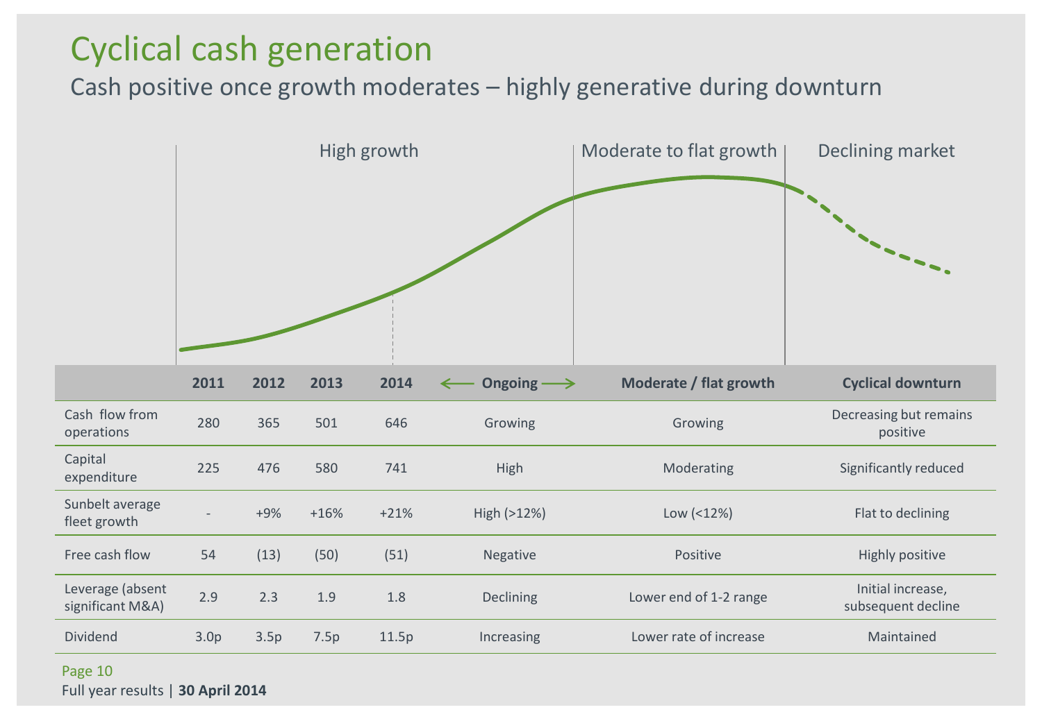# Cyclical cash generation

## Cash positive once growth moderates – highly generative during downturn

High growth | Moderate to flat growth | Declining market

| | 2011 | 2012 | 2013 | 2014 | ⟵ Ongoing ⟶ | Moderate / flat growth | Cyclical downturn |
|---|---|---|---|---|---|---|---|
| Cash flow from operations | 280 | 365 | 501 | 646 | Growing | Growing | Decreasing but remains positive |
| Capital expenditure | 225 | 476 | 580 | 741 | High | Moderating | Significantly reduced |
| Sunbelt average fleet growth | - | +9% | +16% | +21% | High (>12%) | Low (<12%) | Flat to declining |
| Free cash flow | 54 | (13) | (50) | (51) | Negative | Positive | Highly positive |
| Leverage (absent significant M&A) | 2.9 | 2.3 | 1.9 | 1.8 | Declining | Lower end of 1-2 range | Initial increase, subsequent decline |
| Dividend | 3.0p | 3.5p | 7.5p | 11.5p | Increasing | Lower rate of increase | Maintained |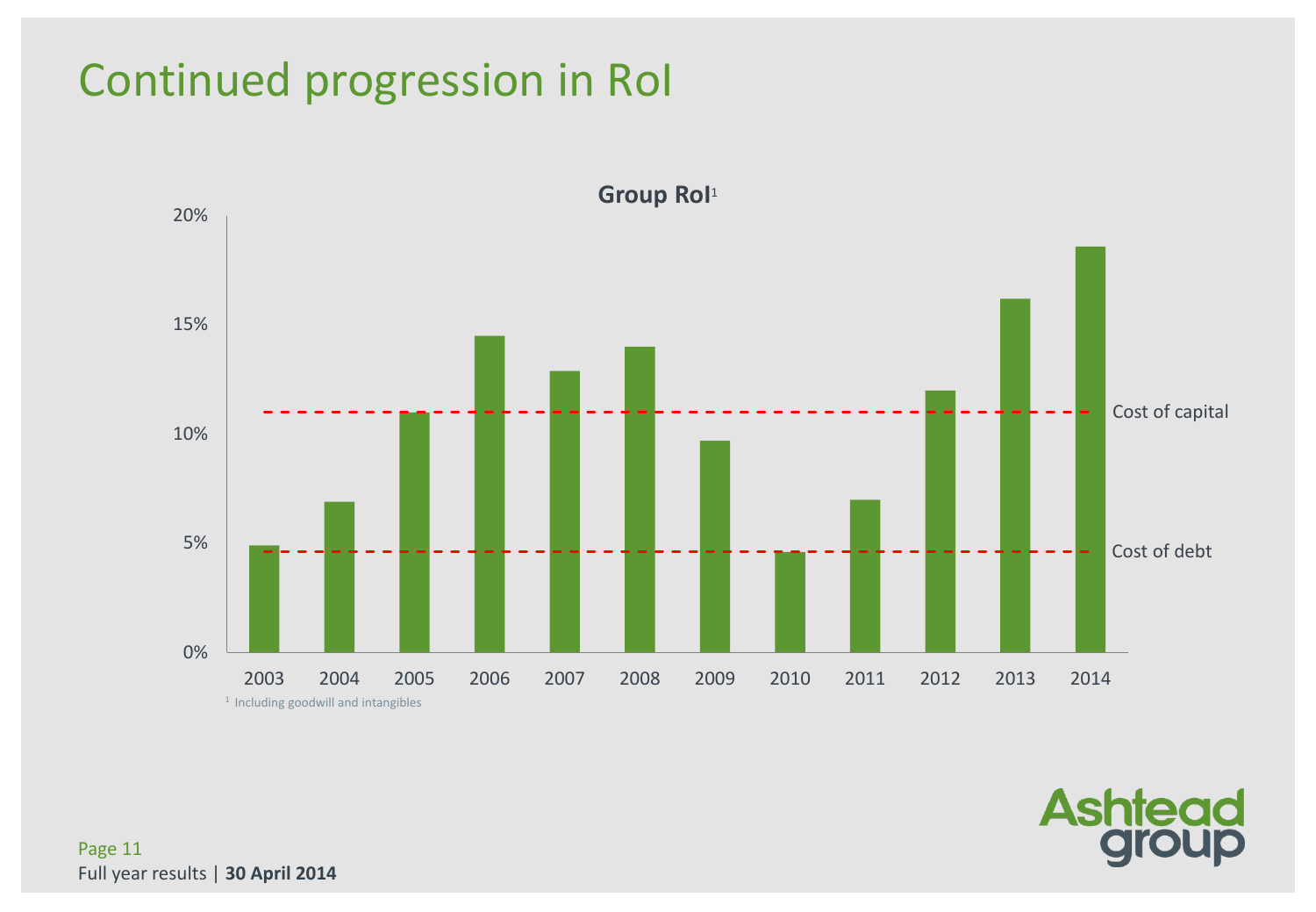# Continued progression in RoI

**Group RoI**[1]

| Year | Group RoI |
|---|---|
| 2003 | ~5% |
| 2004 | ~7% |
| 2005 | ~11% |
| 2006 | ~14.5% |
| 2007 | ~13% |
| 2008 | ~14% |
| 2009 | ~9.7% |
| 2010 | ~4.6% |
| 2011 | ~7% |
| 2012 | ~12% |
| 2013 | ~16% |
| 2014 | ~18.5% |

Cost of capital: ~11%

Cost of debt: ~4.6%

[1] Including goodwill and intangibles

Full year results | **30 April 2014**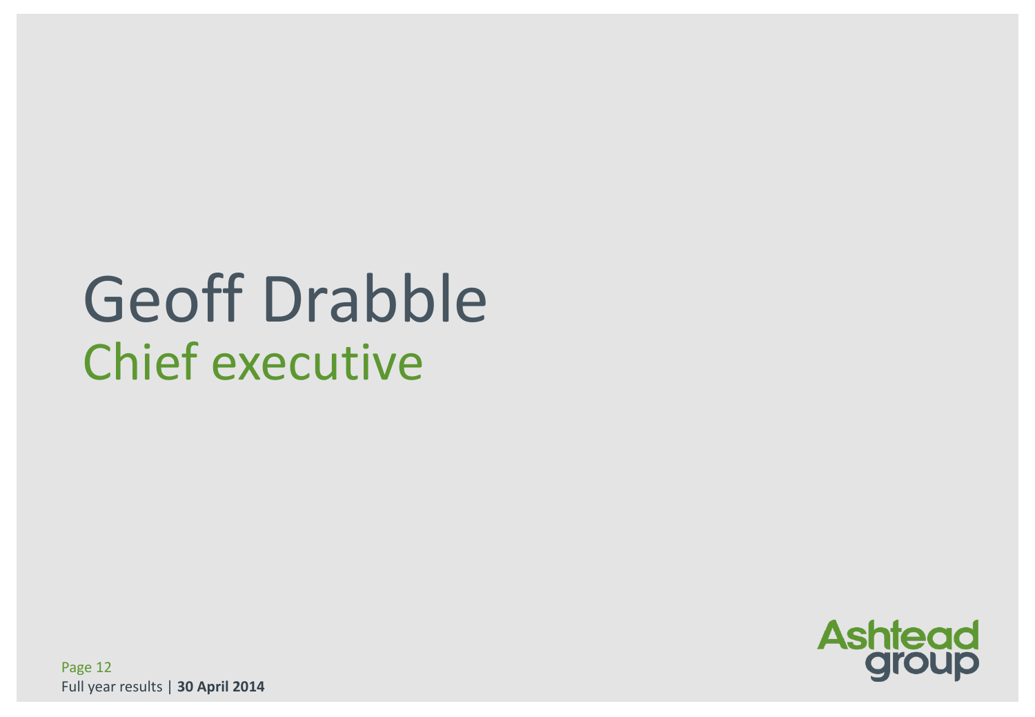# Geoff Drabble

## Chief executive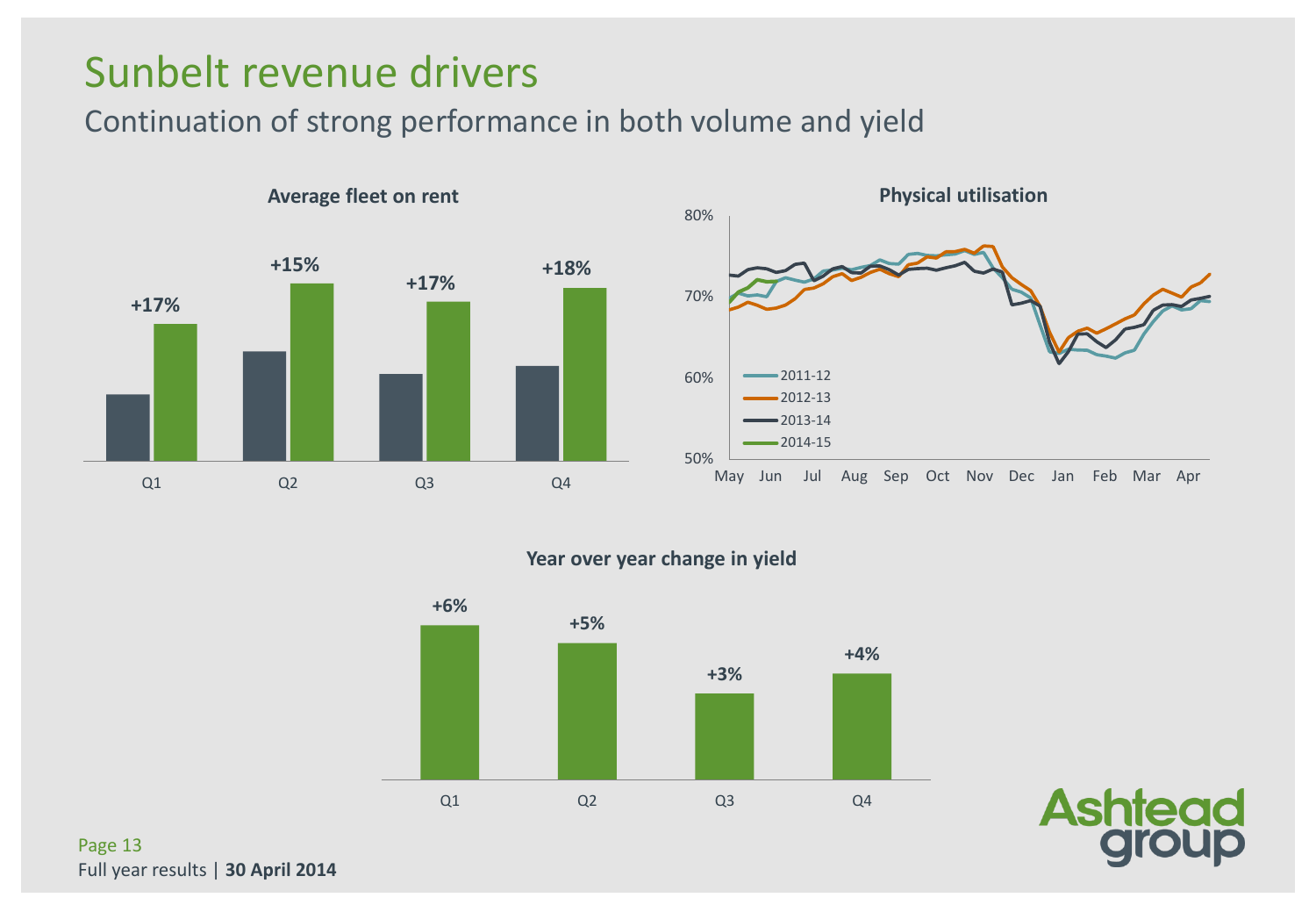# Sunbelt revenue drivers

## Continuation of strong performance in both volume and yield

**Average fleet on rent**

| | Q1 | Q2 | Q3 | Q4 |
|---|---|---|---|---|
| Change | +17% | +15% | +17% | +18% |

**Physical utilisation**

80%, 70%, 60%, 50%

May, Jun, Jul, Aug, Sep, Oct, Nov, Dec, Jan, Feb, Mar, Apr

- 2011-12
- 2012-13
- 2013-14
- 2014-15

**Year over year change in yield**

| | Q1 | Q2 | Q3 | Q4 |
|---|---|---|---|---|
| Change | +6% | +5% | +3% | +4% |

Full year results | **30 April 2014**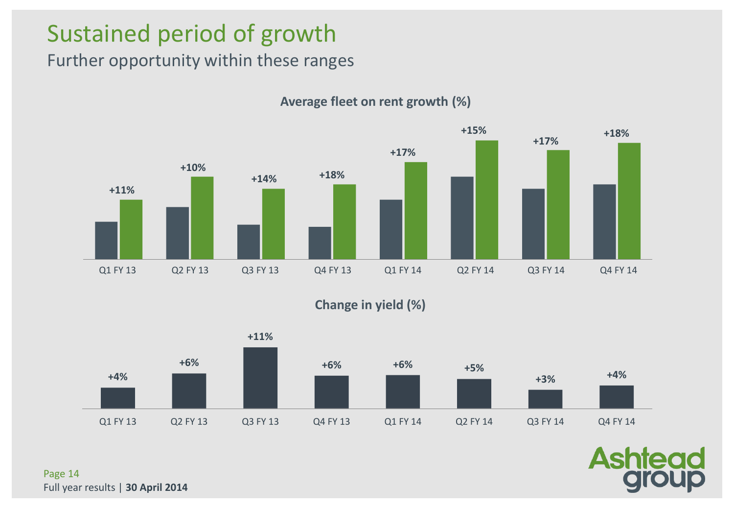# Sustained period of growth

## Further opportunity within these ranges

**Average fleet on rent growth (%)**

| | Q1 FY 13 | Q2 FY 13 | Q3 FY 13 | Q4 FY 13 | Q1 FY 14 | Q2 FY 14 | Q3 FY 14 | Q4 FY 14 |
|---|---|---|---|---|---|---|---|---|
| Growth | +11% | +10% | +14% | +18% | +17% | +15% | +17% | +18% |

**Change in yield (%)**

| | Q1 FY 13 | Q2 FY 13 | Q3 FY 13 | Q4 FY 13 | Q1 FY 14 | Q2 FY 14 | Q3 FY 14 | Q4 FY 14 |
|---|---|---|---|---|---|---|---|---|
| Change | +4% | +6% | +11% | +6% | +6% | +5% | +3% | +4% |

Full year results | **30 April 2014**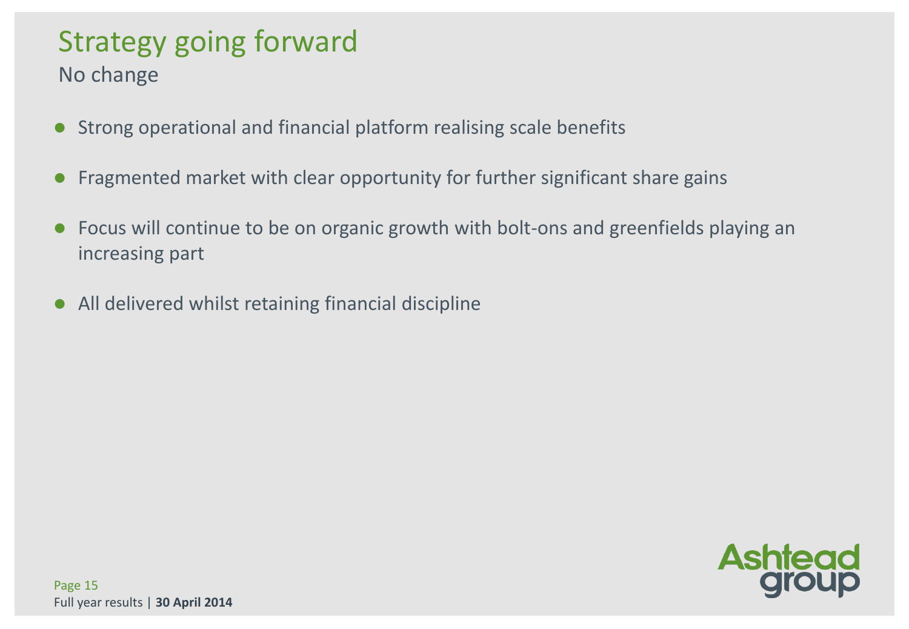# Strategy going forward

## No change

- Strong operational and financial platform realising scale benefits
- Fragmented market with clear opportunity for further significant share gains
- Focus will continue to be on organic growth with bolt-ons and greenfields playing an increasing part
- All delivered whilst retaining financial discipline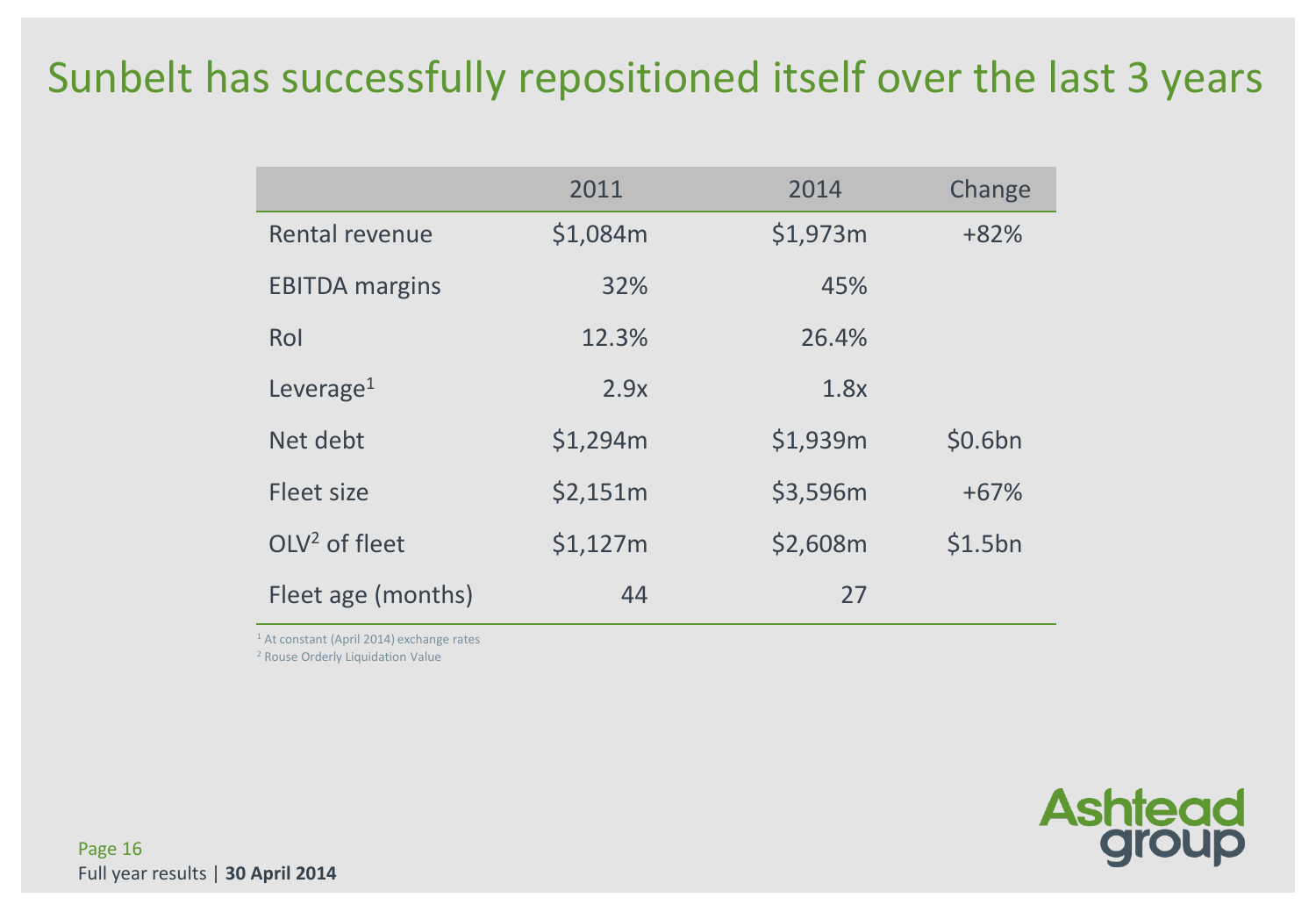# Sunbelt has successfully repositioned itself over the last 3 years

| | 2011 | 2014 | Change |
|---|---|---|---|
| Rental revenue | $1,084m | $1,973m | +82% |
| EBITDA margins | 32% | 45% | |
| RoI | 12.3% | 26.4% | |
| Leverage[1] | 2.9x | 1.8x | |
| Net debt | $1,294m | $1,939m | $0.6bn |
| Fleet size | $2,151m | $3,596m | +67% |
| OLV[2] of fleet | $1,127m | $2,608m | $1.5bn |
| Fleet age (months) | 44 | 27 | |

[1] At constant (April 2014) exchange rates

[2] Rouse Orderly Liquidation Value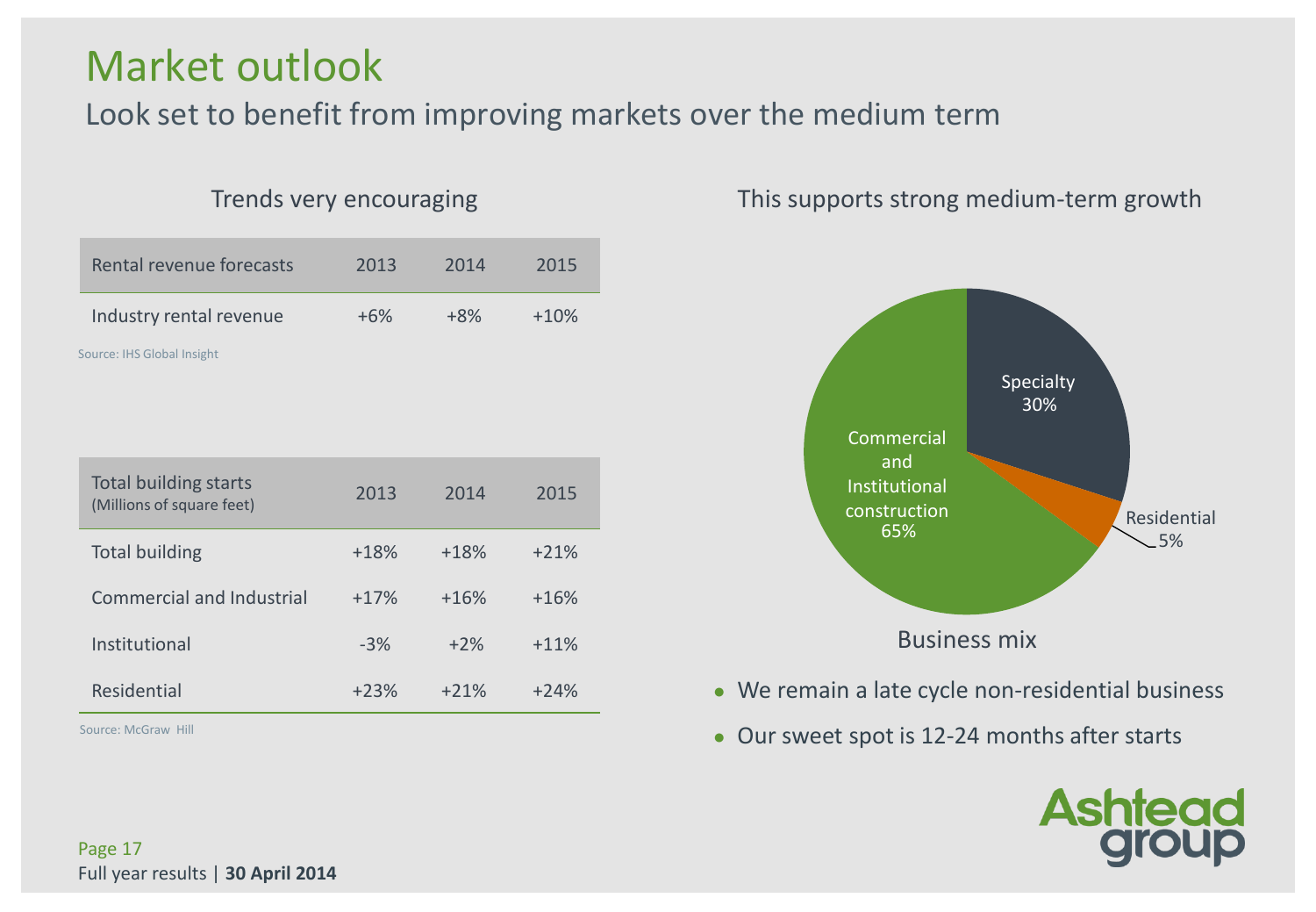# Market outlook

## Look set to benefit from improving markets over the medium term

### Trends very encouraging

| Rental revenue forecasts | 2013 | 2014 | 2015 |
|---|---|---|---|
| Industry rental revenue | +6% | +8% | +10% |

Source: IHS Global Insight

| Total building starts (Millions of square feet) | 2013 | 2014 | 2015 |
|---|---|---|---|
| Total building | +18% | +18% | +21% |
| Commercial and Industrial | +17% | +16% | +16% |
| Institutional | -3% | +2% | +11% |
| Residential | +23% | +21% | +24% |

Source: McGraw Hill

### This supports strong medium-term growth

Specialty 30%

Residential 5%

Commercial and Institutional construction 65%

Business mix

- We remain a late cycle non-residential business
- Our sweet spot is 12-24 months after starts

Full year results | **30 April 2014**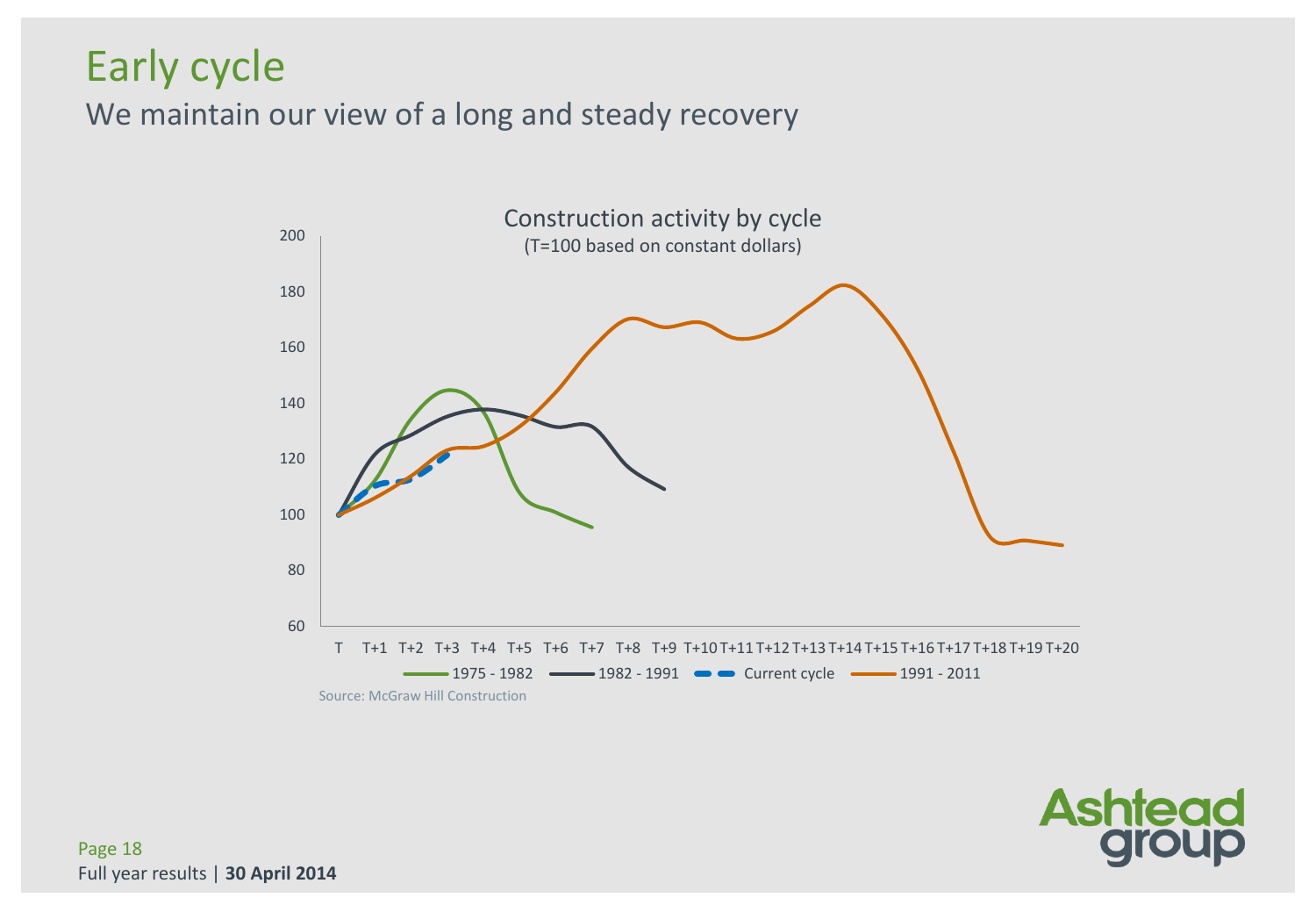# Early cycle

## We maintain our view of a long and steady recovery

**Construction activity by cycle**
(T=100 based on constant dollars)

Legend: 1975 - 1982 | 1982 - 1991 | Current cycle | 1991 - 2011

Y-axis: 60, 80, 100, 120, 140, 160, 180, 200

X-axis: T, T+1, T+2, T+3, T+4, T+5, T+6, T+7, T+8, T+9, T+10, T+11, T+12, T+13, T+14, T+15, T+16, T+17, T+18, T+19, T+20

Source: McGraw Hill Construction

Full year results | **30 April 2014**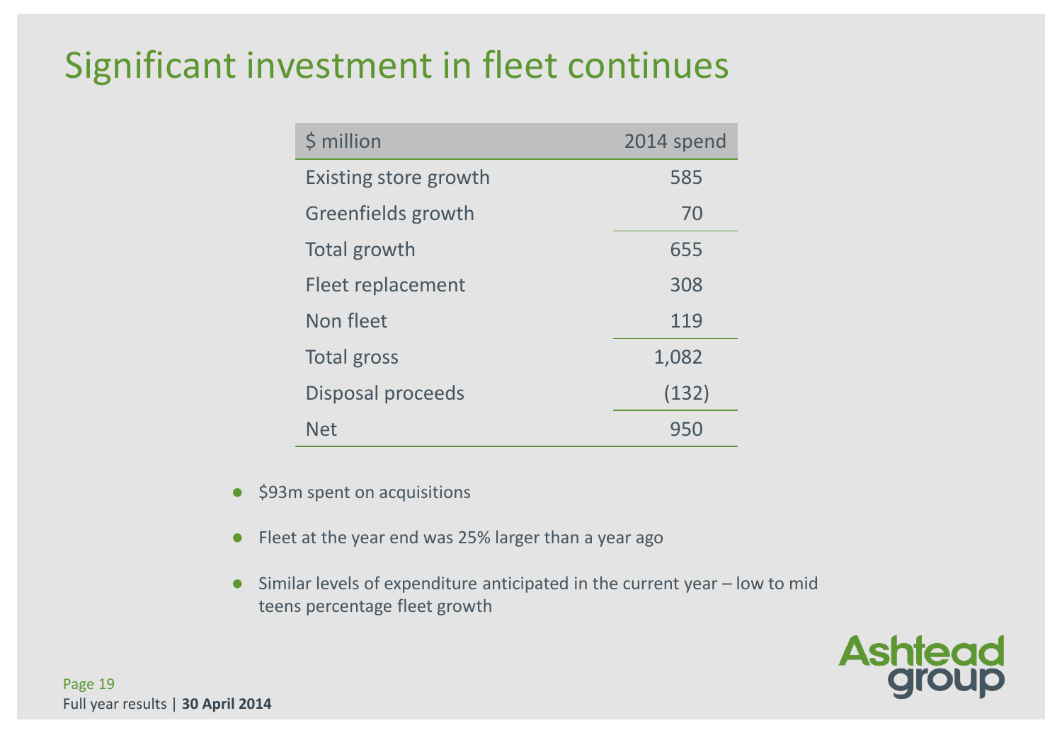# Significant investment in fleet continues

| $ million | 2014 spend |
|---|---|
| Existing store growth | 585 |
| Greenfields growth | 70 |
| Total growth | 655 |
| Fleet replacement | 308 |
| Non fleet | 119 |
| Total gross | 1,082 |
| Disposal proceeds | (132) |
| Net | 950 |

- $93m spent on acquisitions
- Fleet at the year end was 25% larger than a year ago
- Similar levels of expenditure anticipated in the current year – low to mid teens percentage fleet growth

Full year results | **30 April 2014**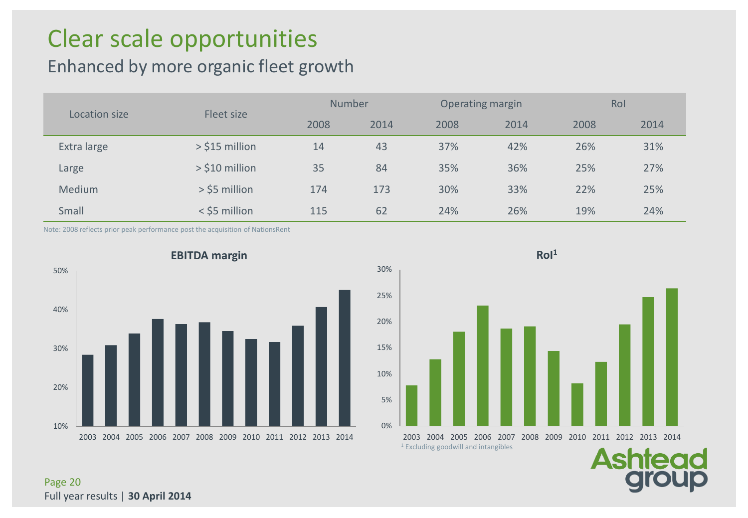# Clear scale opportunities

## Enhanced by more organic fleet growth

| Location size | Fleet size | Number | | Operating margin | | RoI | |
|---|---|---|---|---|---|---|---|
| | | 2008 | 2014 | 2008 | 2014 | 2008 | 2014 |
| Extra large | > $15 million | 14 | 43 | 37% | 42% | 26% | 31% |
| Large | > $10 million | 35 | 84 | 35% | 36% | 25% | 27% |
| Medium | > $5 million | 174 | 173 | 30% | 33% | 22% | 25% |
| Small | < $5 million | 115 | 62 | 24% | 26% | 19% | 24% |

Note: 2008 reflects prior peak performance post the acquisition of NationsRent

**EBITDA margin**

(Bar chart: EBITDA margin by year, 2003–2014; y-axis 10%–50%)

**RoI[1]**

(Bar chart: RoI by year, 2003–2014; y-axis 0%–30%)

[1] Excluding goodwill and intangibles

Full year results | **30 April 2014**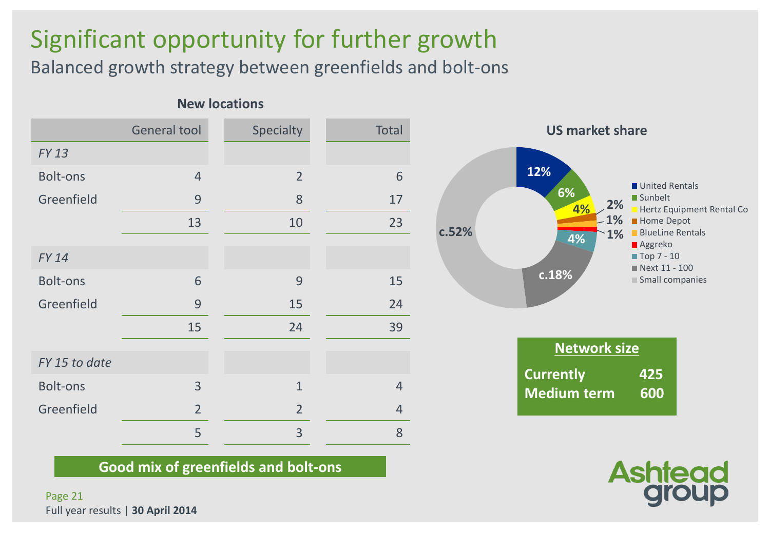# Significant opportunity for further growth

## Balanced growth strategy between greenfields and bolt-ons

**New locations**

| | General tool | Specialty | Total |
|---|---|---|---|
| *FY 13* | | | |
| Bolt-ons | 4 | 2 | 6 |
| Greenfield | 9 | 8 | 17 |
| | 13 | 10 | 23 |
| *FY 14* | | | |
| Bolt-ons | 6 | 9 | 15 |
| Greenfield | 9 | 15 | 24 |
| | 15 | 24 | 39 |
| *FY 15 to date* | | | |
| Bolt-ons | 3 | 1 | 4 |
| Greenfield | 2 | 2 | 4 |
| | 5 | 3 | 8 |

**Good mix of greenfields and bolt-ons**

**US market share**

| Company | Share |
|---|---|
| United Rentals | 12% |
| Sunbelt | 6% |
| Hertz Equipment Rental Co | 4% |
| Home Depot | 2% |
| BlueLine Rentals | 1% |
| Aggreko | 1% |
| Top 7 - 10 | 4% |
| Next 11 - 100 | c.18% |
| Small companies | c.52% |

**Network size**

| | |
|---|---|
| **Currently** | **425** |
| **Medium term** | **600** |

Full year results | **30 April 2014**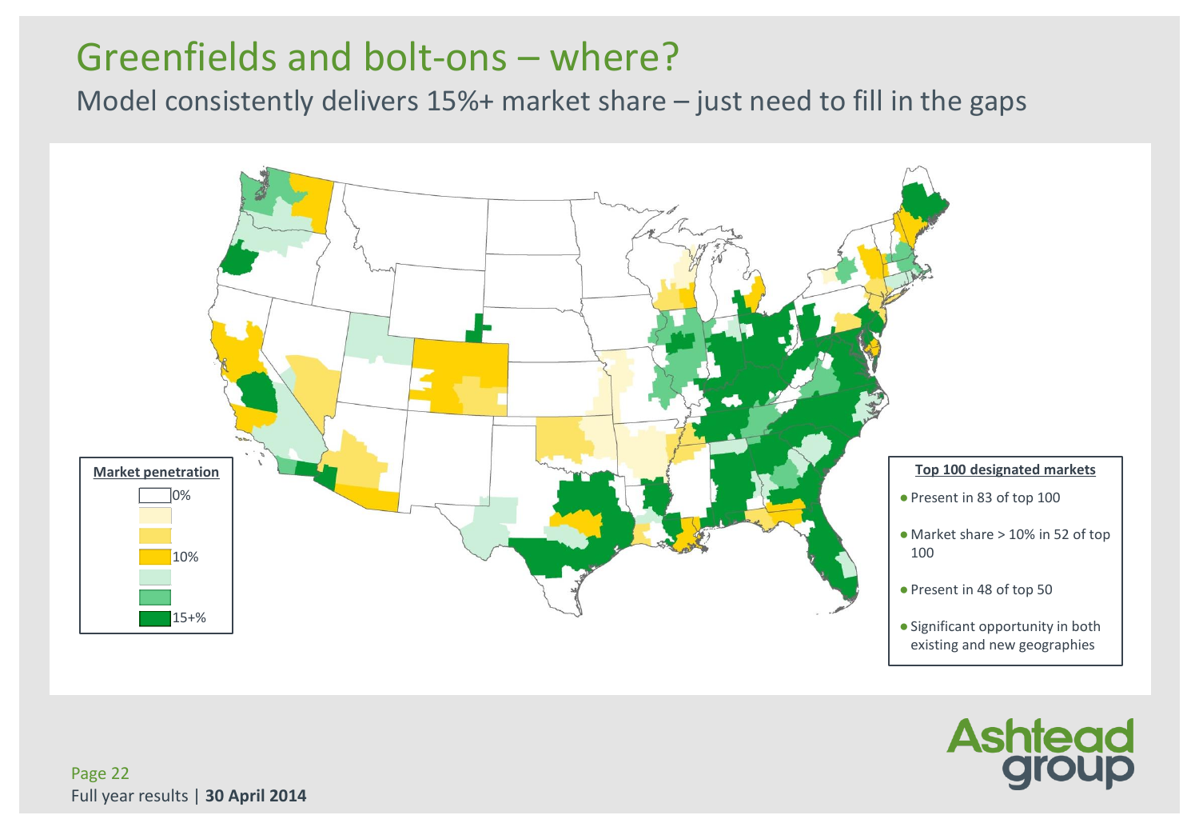# Greenfields and bolt-ons – where?

## Model consistently delivers 15%+ market share – just need to fill in the gaps

**Market penetration**

- 0%
- 10%
- 15+%

**Top 100 designated markets**

- Present in 83 of top 100
- Market share > 10% in 52 of top 100
- Present in 48 of top 50
- Significant opportunity in both existing and new geographies

Full year results | **30 April 2014**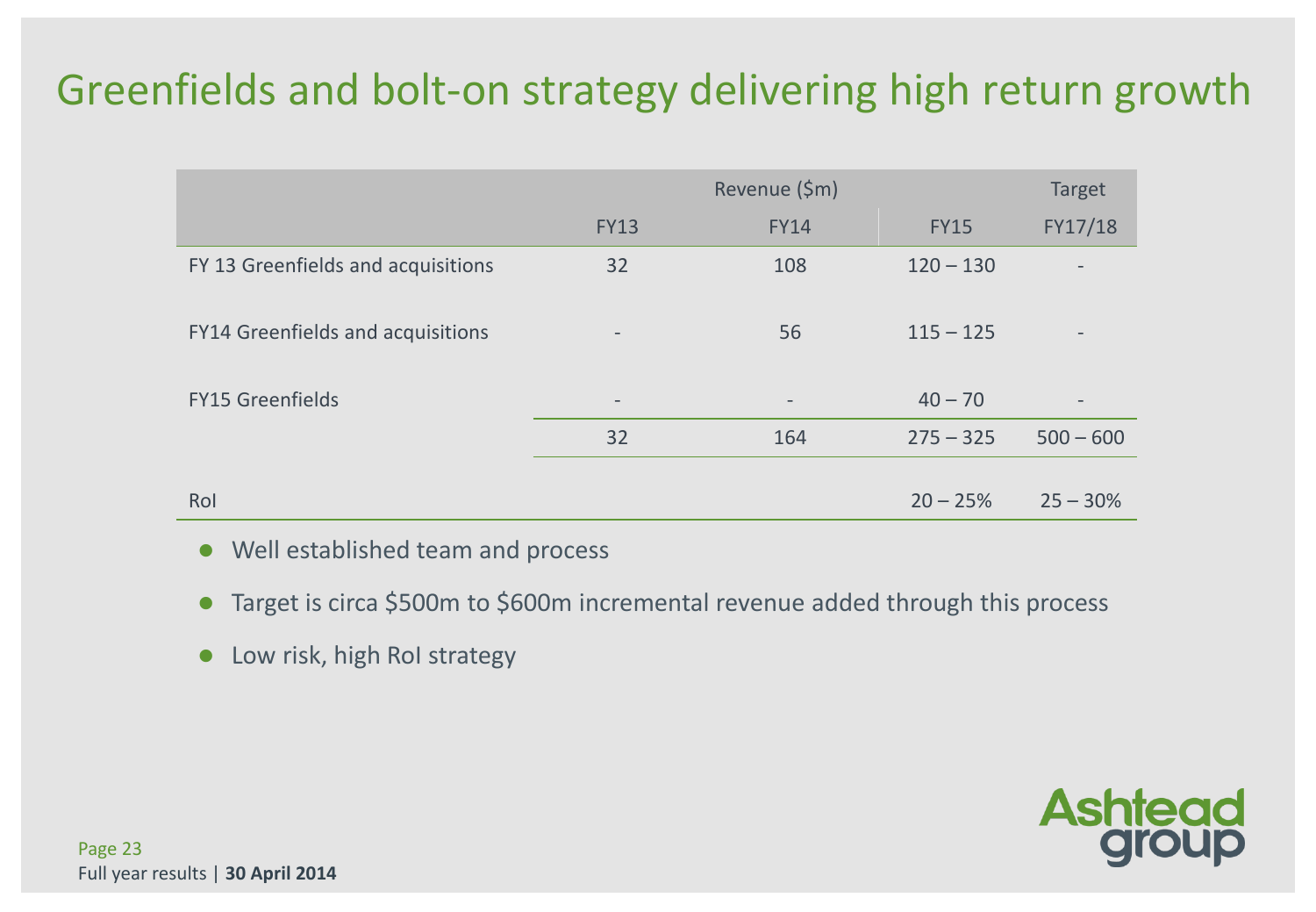# Greenfields and bolt-on strategy delivering high return growth

| | Revenue ($m) | | | Target |
|---|---|---|---|---|
| | FY13 | FY14 | FY15 | FY17/18 |
| FY 13 Greenfields and acquisitions | 32 | 108 | 120 – 130 | - |
| FY14 Greenfields and acquisitions | - | 56 | 115 – 125 | - |
| FY15 Greenfields | - | - | 40 – 70 | - |
| | 32 | 164 | 275 – 325 | 500 – 600 |
| RoI | | | 20 – 25% | 25 – 30% |

- Well established team and process
- Target is circa $500m to $600m incremental revenue added through this process
- Low risk, high RoI strategy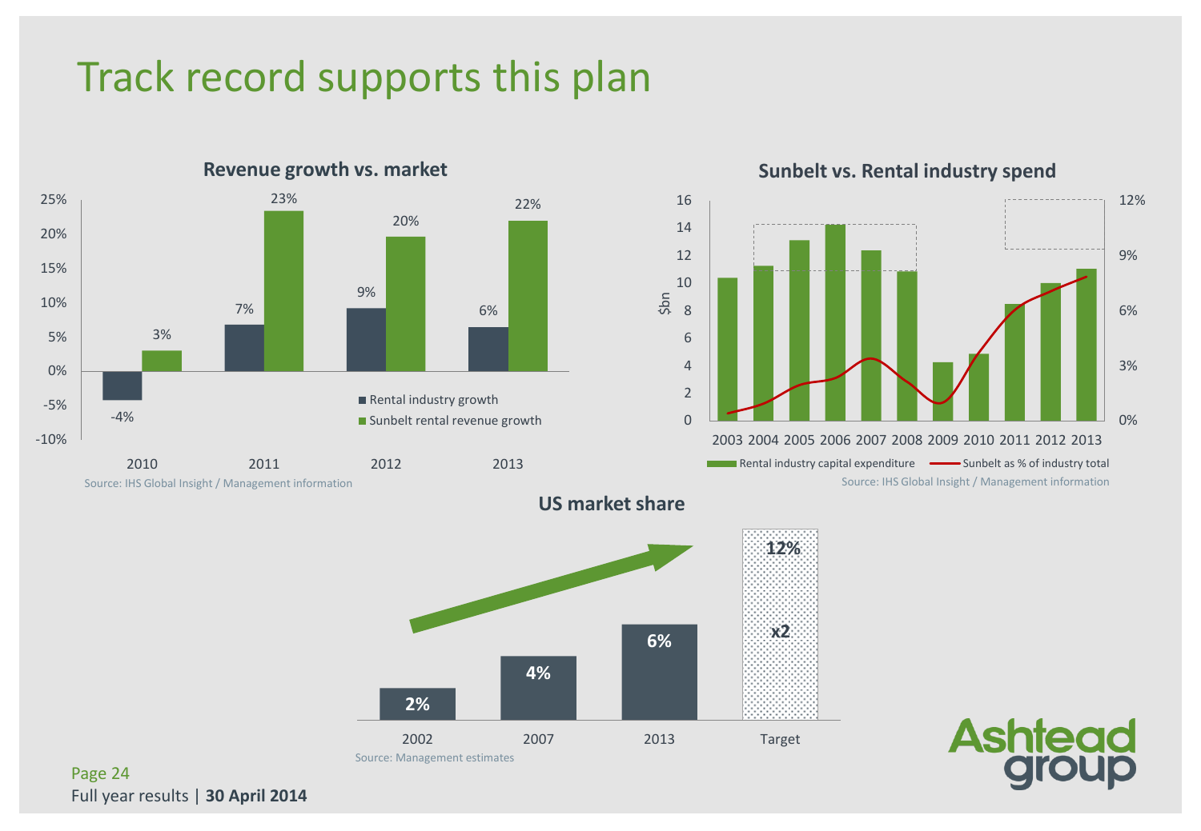# Track record supports this plan

## Revenue growth vs. market

| | 2010 | 2011 | 2012 | 2013 |
|---|---|---|---|---|
| Rental industry growth | -4% | 7% | 9% | 6% |
| Sunbelt rental revenue growth | 3% | 23% | 20% | 22% |

Source: IHS Global Insight / Management information

## Sunbelt vs. Rental industry spend

Legend: Rental industry capital expenditure ($bn); Sunbelt as % of industry total

Years: 2003, 2004, 2005, 2006, 2007, 2008, 2009, 2010, 2011, 2012, 2013

Source: IHS Global Insight / Management information

## US market share

| 2002 | 2007 | 2013 | Target |
|---|---|---|---|
| 2% | 4% | 6% | 12% (x2) |

Source: Management estimates

Full year results | **30 April 2014**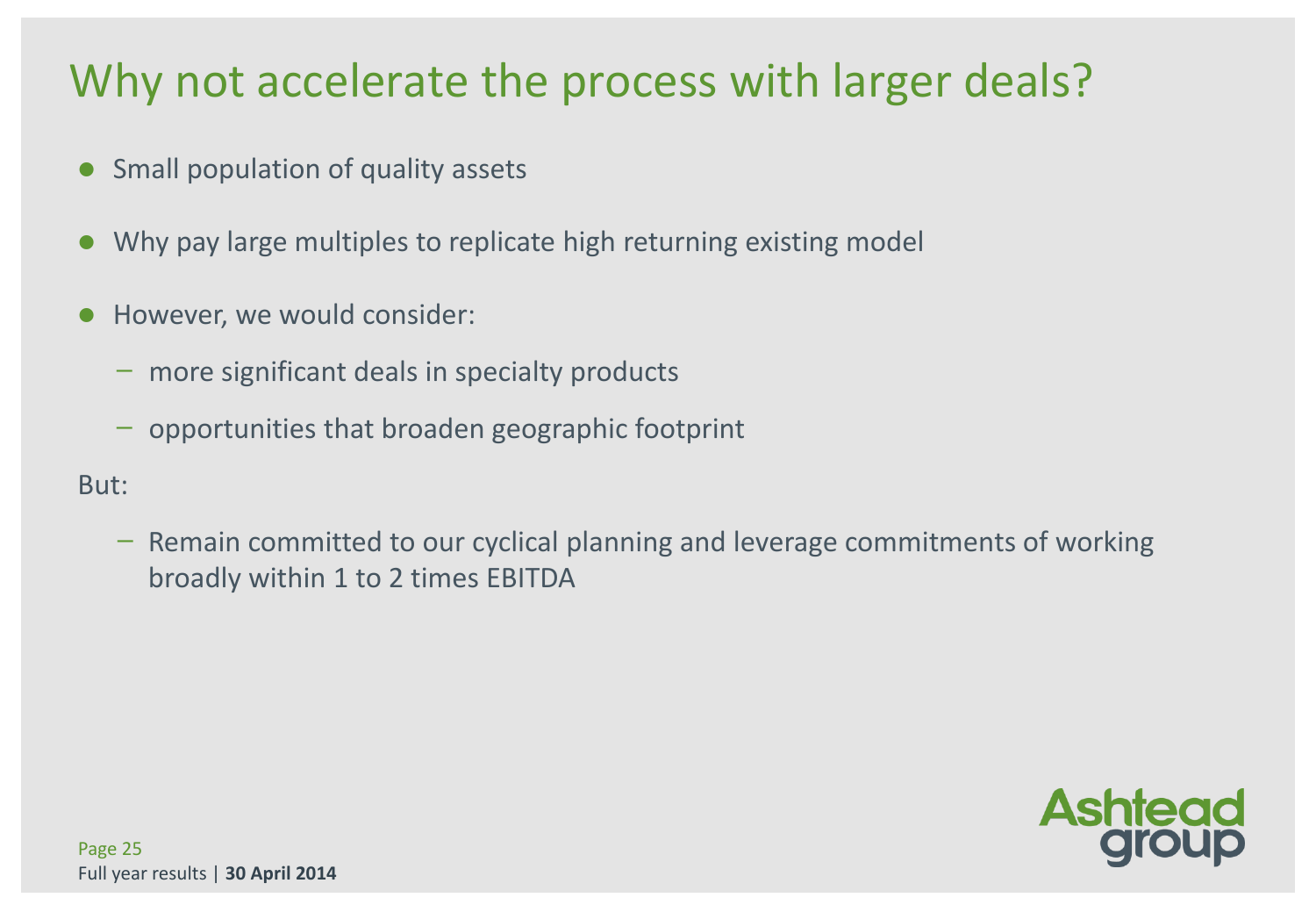# Why not accelerate the process with larger deals?

- Small population of quality assets
- Why pay large multiples to replicate high returning existing model
- However, we would consider:
  - more significant deals in specialty products
  - opportunities that broaden geographic footprint

But:

- Remain committed to our cyclical planning and leverage commitments of working broadly within 1 to 2 times EBITDA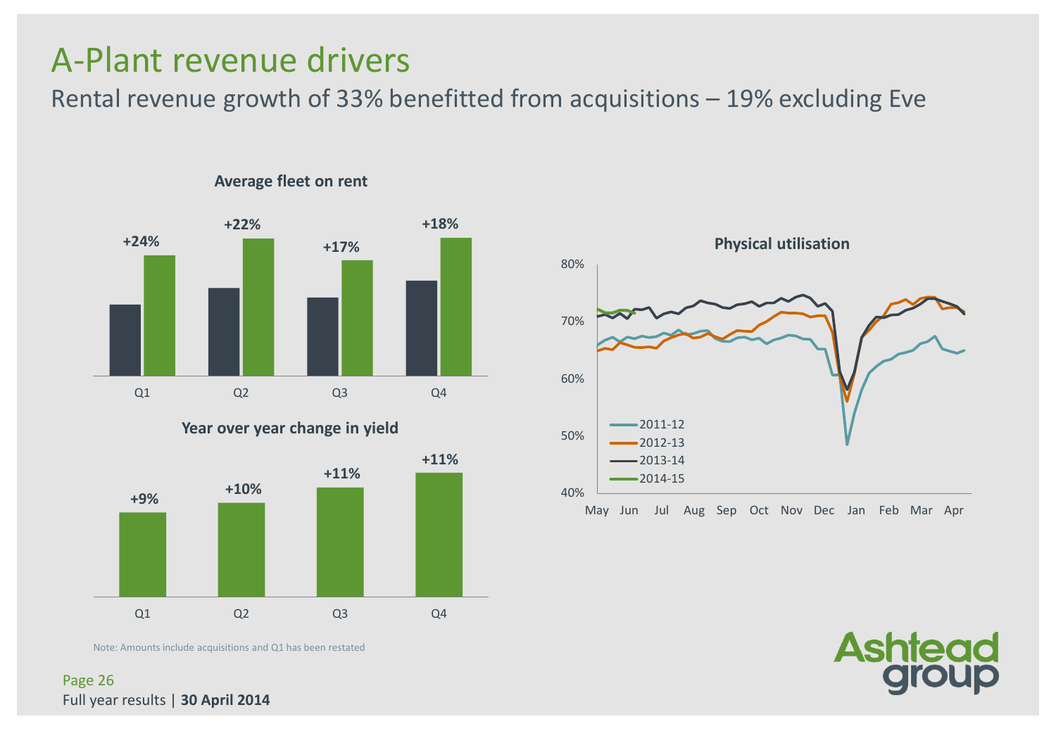# A-Plant revenue drivers

## Rental revenue growth of 33% benefitted from acquisitions – 19% excluding Eve

**Average fleet on rent**

| | Q1 | Q2 | Q3 | Q4 |
|---|---|---|---|---|
| Year over year change | +24% | +22% | +17% | +18% |

**Year over year change in yield**

| | Q1 | Q2 | Q3 | Q4 |
|---|---|---|---|---|
| Year over year change | +9% | +10% | +11% | +11% |

**Physical utilisation**

Series: 2011-12, 2012-13, 2013-14, 2014-15 (May – Apr; scale 40%–80%)

Note: Amounts include acquisitions and Q1 has been restated

Full year results | **30 April 2014**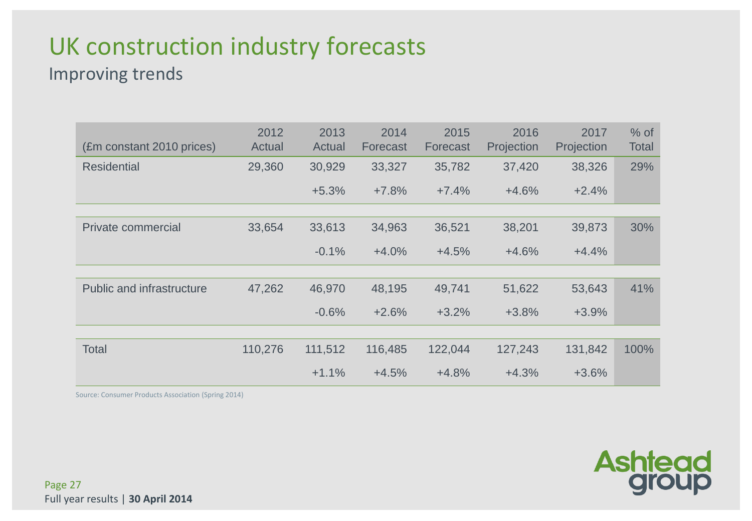# UK construction industry forecasts

## Improving trends

| (£m constant 2010 prices) | 2012 Actual | 2013 Actual | 2014 Forecast | 2015 Forecast | 2016 Projection | 2017 Projection | % of Total |
|---|---|---|---|---|---|---|---|
| Residential | 29,360 | 30,929 | 33,327 | 35,782 | 37,420 | 38,326 | 29% |
| | | +5.3% | +7.8% | +7.4% | +4.6% | +2.4% | |
| Private commercial | 33,654 | 33,613 | 34,963 | 36,521 | 38,201 | 39,873 | 30% |
| | | -0.1% | +4.0% | +4.5% | +4.6% | +4.4% | |
| Public and infrastructure | 47,262 | 46,970 | 48,195 | 49,741 | 51,622 | 53,643 | 41% |
| | | -0.6% | +2.6% | +3.2% | +3.8% | +3.9% | |
| Total | 110,276 | 111,512 | 116,485 | 122,044 | 127,243 | 131,842 | 100% |
| | | +1.1% | +4.5% | +4.8% | +4.3% | +3.6% | |

Source: Consumer Products Association (Spring 2014)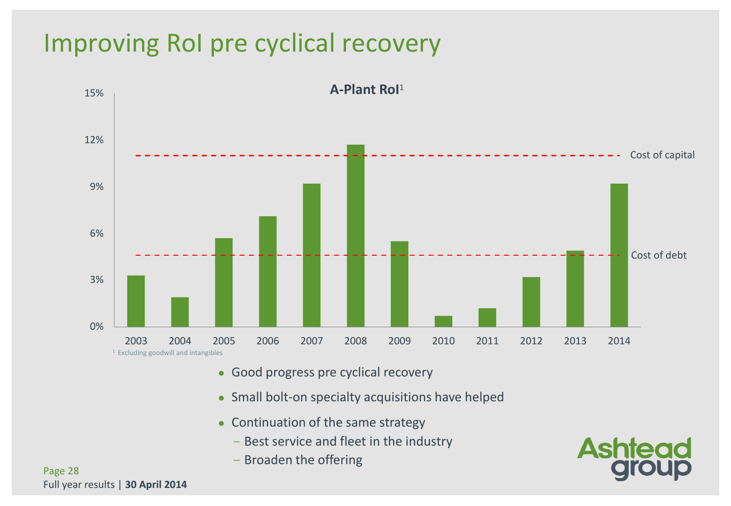# Improving RoI pre cyclical recovery

**A-Plant RoI[1]**

| Year | RoI (approx.) |
| --- | --- |
| 2003 | 3.3% |
| 2004 | 1.9% |
| 2005 | 5.7% |
| 2006 | 7.1% |
| 2007 | 9.2% |
| 2008 | 11.7% |
| 2009 | 5.5% |
| 2010 | 0.7% |
| 2011 | 1.2% |
| 2012 | 3.2% |
| 2013 | 4.9% |
| 2014 | 9.2% |

Cost of capital (~11%); Cost of debt (~4.6%)

[1] Excluding goodwill and intangibles

- Good progress pre cyclical recovery
- Small bolt-on specialty acquisitions have helped
- Continuation of the same strategy
  - Best service and fleet in the industry
  - Broaden the offering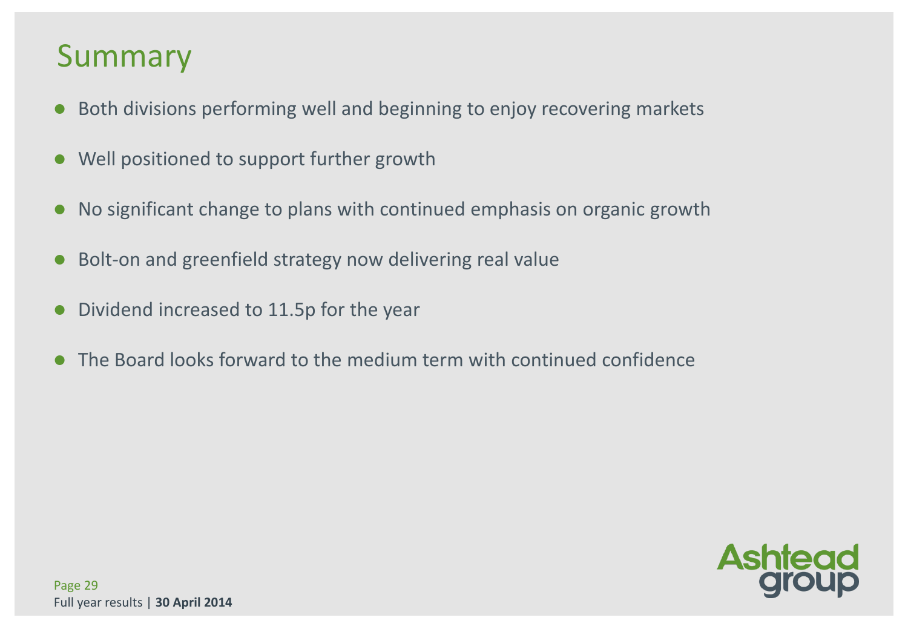# Summary

- Both divisions performing well and beginning to enjoy recovering markets
- Well positioned to support further growth
- No significant change to plans with continued emphasis on organic growth
- Bolt-on and greenfield strategy now delivering real value
- Dividend increased to 11.5p for the year
- The Board looks forward to the medium term with continued confidence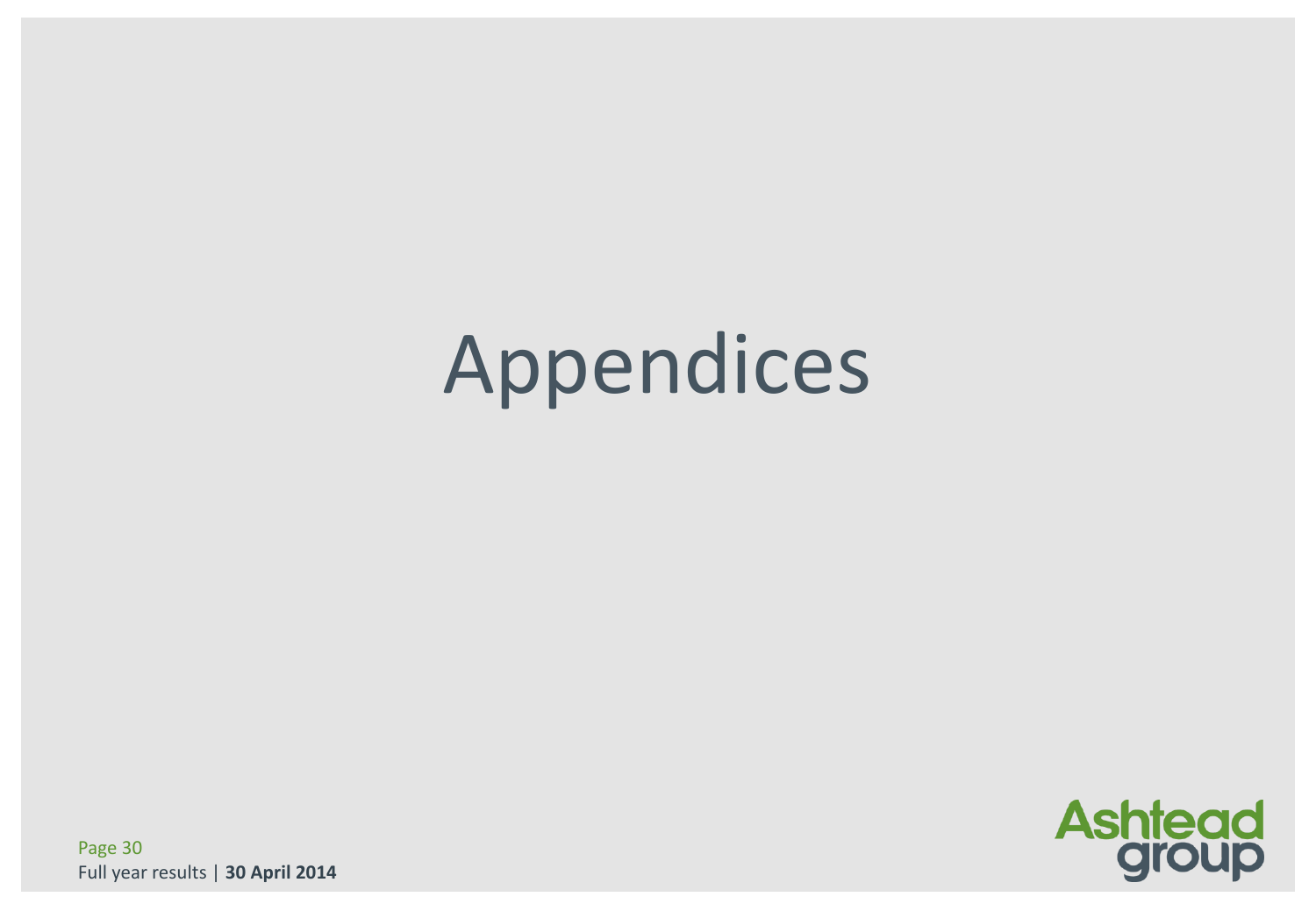# Appendices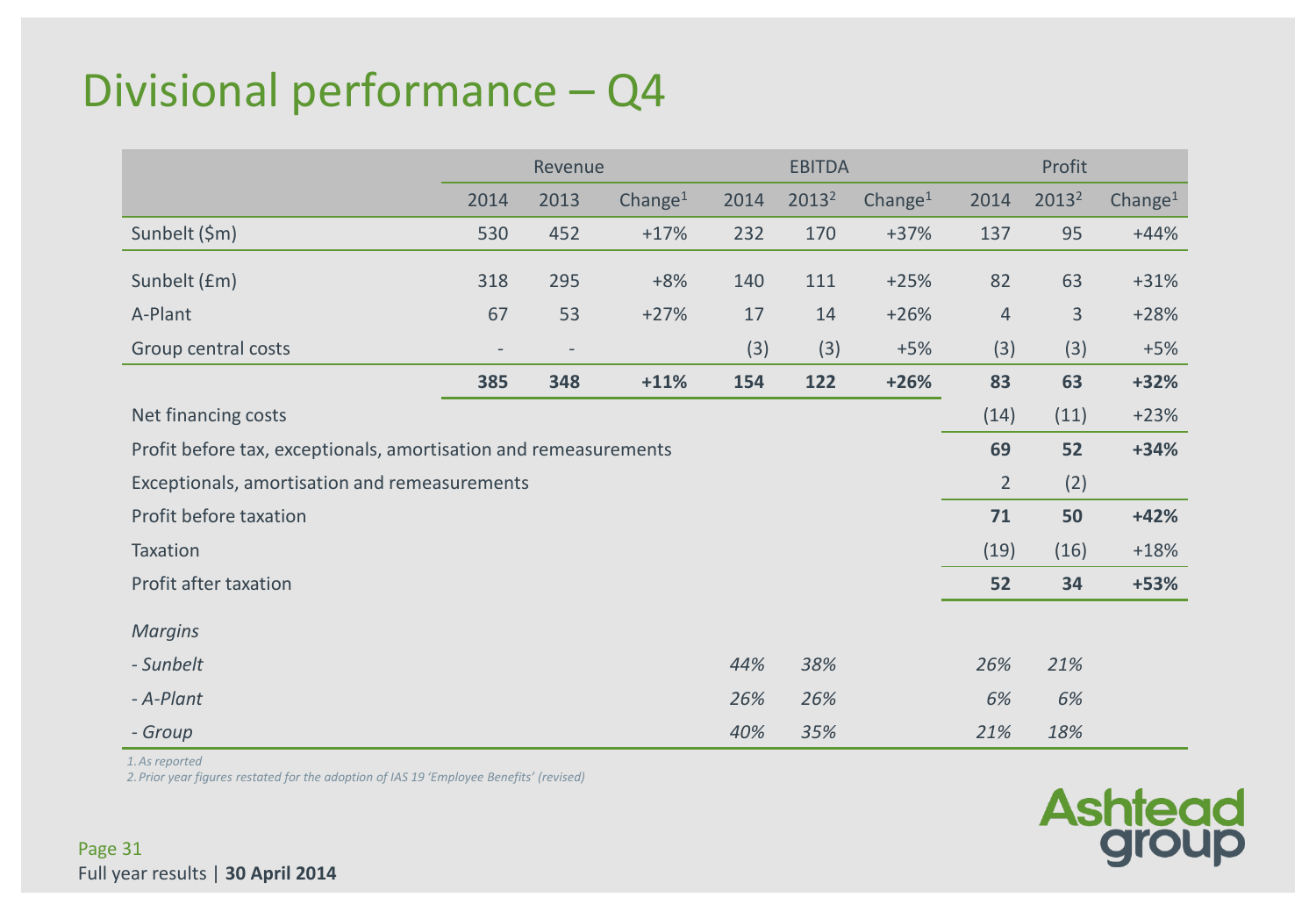# Divisional performance – Q4

| | Revenue | | | EBITDA | | | Profit | | |
|---|---|---|---|---|---|---|---|---|---|
| | 2014 | 2013 | Change[1] | 2014 | 2013[2] | Change[1] | 2014 | 2013[2] | Change[1] |
| Sunbelt ($m) | 530 | 452 | +17% | 232 | 170 | +37% | 137 | 95 | +44% |
| Sunbelt (£m) | 318 | 295 | +8% | 140 | 111 | +25% | 82 | 63 | +31% |
| A-Plant | 67 | 53 | +27% | 17 | 14 | +26% | 4 | 3 | +28% |
| Group central costs | - | - | | (3) | (3) | +5% | (3) | (3) | +5% |
| | **385** | **348** | **+11%** | **154** | **122** | **+26%** | **83** | **63** | **+32%** |
| Net financing costs | | | | | | | (14) | (11) | +23% |
| Profit before tax, exceptionals, amortisation and remeasurements | | | | | | | **69** | **52** | **+34%** |
| Exceptionals, amortisation and remeasurements | | | | | | | 2 | (2) | |
| Profit before taxation | | | | | | | **71** | **50** | **+42%** |
| Taxation | | | | | | | (19) | (16) | +18% |
| Profit after taxation | | | | | | | **52** | **34** | **+53%** |
| *Margins* | | | | | | | | | |
| *- Sunbelt* | | | | *44%* | *38%* | | *26%* | *21%* | |
| *- A-Plant* | | | | *26%* | *26%* | | *6%* | *6%* | |
| *- Group* | | | | *40%* | *35%* | | *21%* | *18%* | |

*1. As reported*
*2. Prior year figures restated for the adoption of IAS 19 'Employee Benefits' (revised)*

Full year results | **30 April 2014**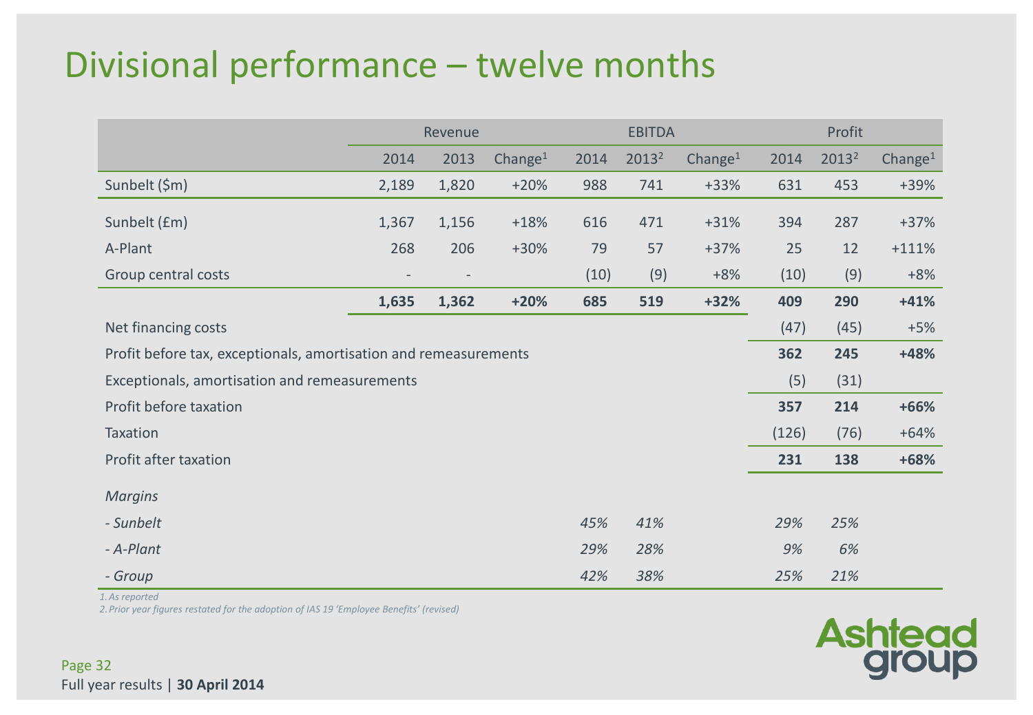# Divisional performance – twelve months

| | Revenue | | | EBITDA | | | Profit | | |
|---|---|---|---|---|---|---|---|---|---|
| | 2014 | 2013 | Change[1] | 2014 | 2013[2] | Change[1] | 2014 | 2013[2] | Change[1] |
| Sunbelt ($m) | 2,189 | 1,820 | +20% | 988 | 741 | +33% | 631 | 453 | +39% |
| Sunbelt (£m) | 1,367 | 1,156 | +18% | 616 | 471 | +31% | 394 | 287 | +37% |
| A-Plant | 268 | 206 | +30% | 79 | 57 | +37% | 25 | 12 | +111% |
| Group central costs | - | - | | (10) | (9) | +8% | (10) | (9) | +8% |
| | **1,635** | **1,362** | **+20%** | **685** | **519** | **+32%** | **409** | **290** | **+41%** |
| Net financing costs | | | | | | | (47) | (45) | +5% |
| Profit before tax, exceptionals, amortisation and remeasurements | | | | | | | **362** | **245** | **+48%** |
| Exceptionals, amortisation and remeasurements | | | | | | | (5) | (31) | |
| Profit before taxation | | | | | | | **357** | **214** | **+66%** |
| Taxation | | | | | | | (126) | (76) | +64% |
| Profit after taxation | | | | | | | **231** | **138** | **+68%** |
| *Margins* | | | | | | | | | |
| *- Sunbelt* | | | | *45%* | *41%* | | *29%* | *25%* | |
| *- A-Plant* | | | | *29%* | *28%* | | *9%* | *6%* | |
| *- Group* | | | | *42%* | *38%* | | *25%* | *21%* | |

*1. As reported*

*2. Prior year figures restated for the adoption of IAS 19 'Employee Benefits' (revised)*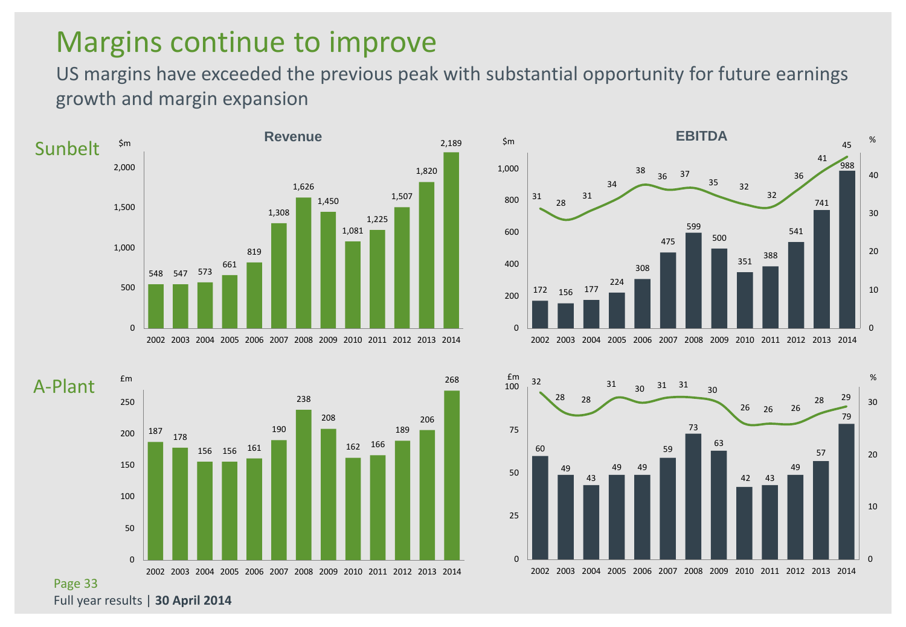# Margins continue to improve

US margins have exceeded the previous peak with substantial opportunity for future earnings growth and margin expansion

## Sunbelt

**Revenue** ($m)

| Year | 2002 | 2003 | 2004 | 2005 | 2006 | 2007 | 2008 | 2009 | 2010 | 2011 | 2012 | 2013 | 2014 |
|---|---|---|---|---|---|---|---|---|---|---|---|---|---|
| Revenue | 548 | 547 | 573 | 661 | 819 | 1,308 | 1,626 | 1,450 | 1,081 | 1,225 | 1,507 | 1,820 | 2,189 |

**EBITDA** ($m, %)

| Year | 2002 | 2003 | 2004 | 2005 | 2006 | 2007 | 2008 | 2009 | 2010 | 2011 | 2012 | 2013 | 2014 |
|---|---|---|---|---|---|---|---|---|---|---|---|---|---|
| EBITDA | 172 | 156 | 177 | 224 | 308 | 475 | 599 | 500 | 351 | 388 | 541 | 741 | 988 |
| Margin % | 31 | 28 | 31 | 34 | 38 | 36 | 37 | 35 | 32 | 32 | 36 | 41 | 45 |

## A-Plant

**Revenue** (£m)

| Year | 2002 | 2003 | 2004 | 2005 | 2006 | 2007 | 2008 | 2009 | 2010 | 2011 | 2012 | 2013 | 2014 |
|---|---|---|---|---|---|---|---|---|---|---|---|---|---|
| Revenue | 187 | 178 | 156 | 156 | 161 | 190 | 238 | 208 | 162 | 166 | 189 | 206 | 268 |

**EBITDA** (£m, %)

| Year | 2002 | 2003 | 2004 | 2005 | 2006 | 2007 | 2008 | 2009 | 2010 | 2011 | 2012 | 2013 | 2014 |
|---|---|---|---|---|---|---|---|---|---|---|---|---|---|
| EBITDA | 60 | 49 | 43 | 49 | 49 | 59 | 73 | 63 | 42 | 43 | 49 | 57 | 79 |
| Margin % | 32 | 28 | 28 | 31 | 30 | 31 | 31 | 30 | 26 | 26 | 26 | 28 | 29 |

Full year results | **30 April 2014**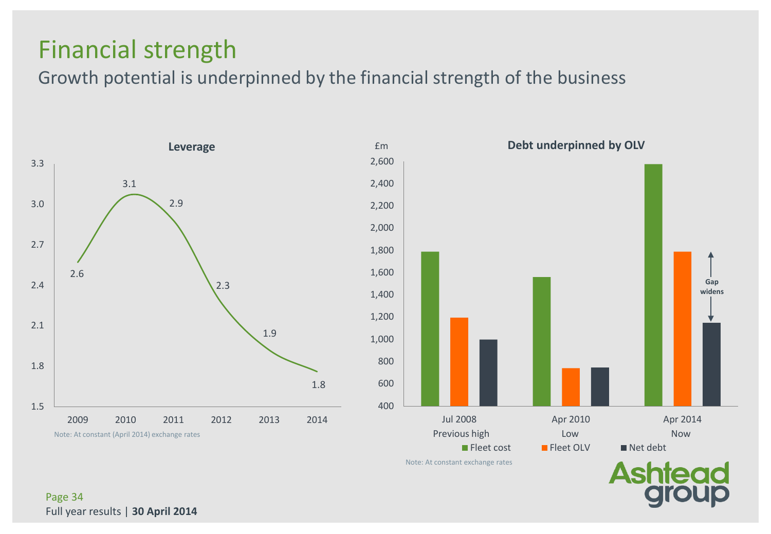# Financial strength

## Growth potential is underpinned by the financial strength of the business

**Leverage**

| Year | Leverage |
|---|---|
| 2009 | 2.6 |
| 2010 | 3.1 |
| 2011 | 2.9 |
| 2012 | 2.3 |
| 2013 | 1.9 |
| 2014 | 1.8 |

Note: At constant (April 2014) exchange rates

**Debt underpinned by OLV**

£m

| | Jul 2008 Previous high | Apr 2010 Low | Apr 2014 Now |
|---|---|---|---|
| Fleet cost | ~1,800 | ~1,560 | ~2,580 |
| Fleet OLV | ~1,200 | ~740 | ~1,800 |
| Net debt | ~1,000 | ~750 | ~1,150 |

Gap widens

Note: At constant exchange rates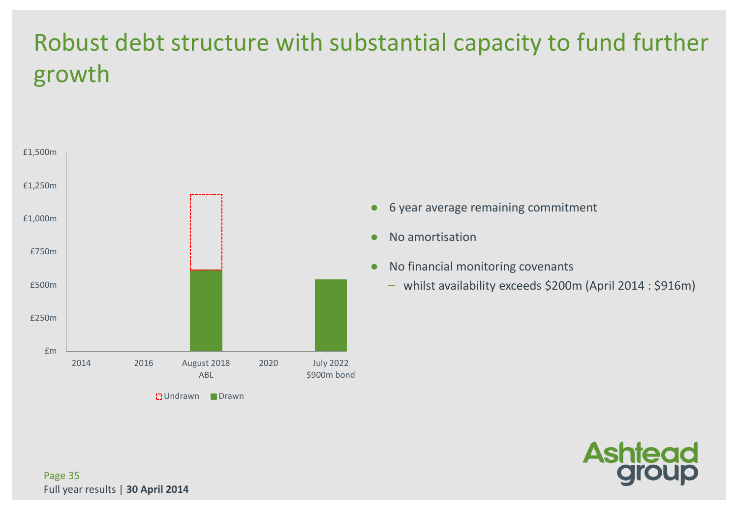# Robust debt structure with substantial capacity to fund further growth

£1,500m
£1,250m
£1,000m
£750m
£500m
£250m
£m

2014 | 2016 | August 2018 ABL | 2020 | July 2022 $900m bond

Undrawn | Drawn

- 6 year average remaining commitment
- No amortisation
- No financial monitoring covenants
  - whilst availability exceeds $200m (April 2014 : $916m)

Full year results | **30 April 2014**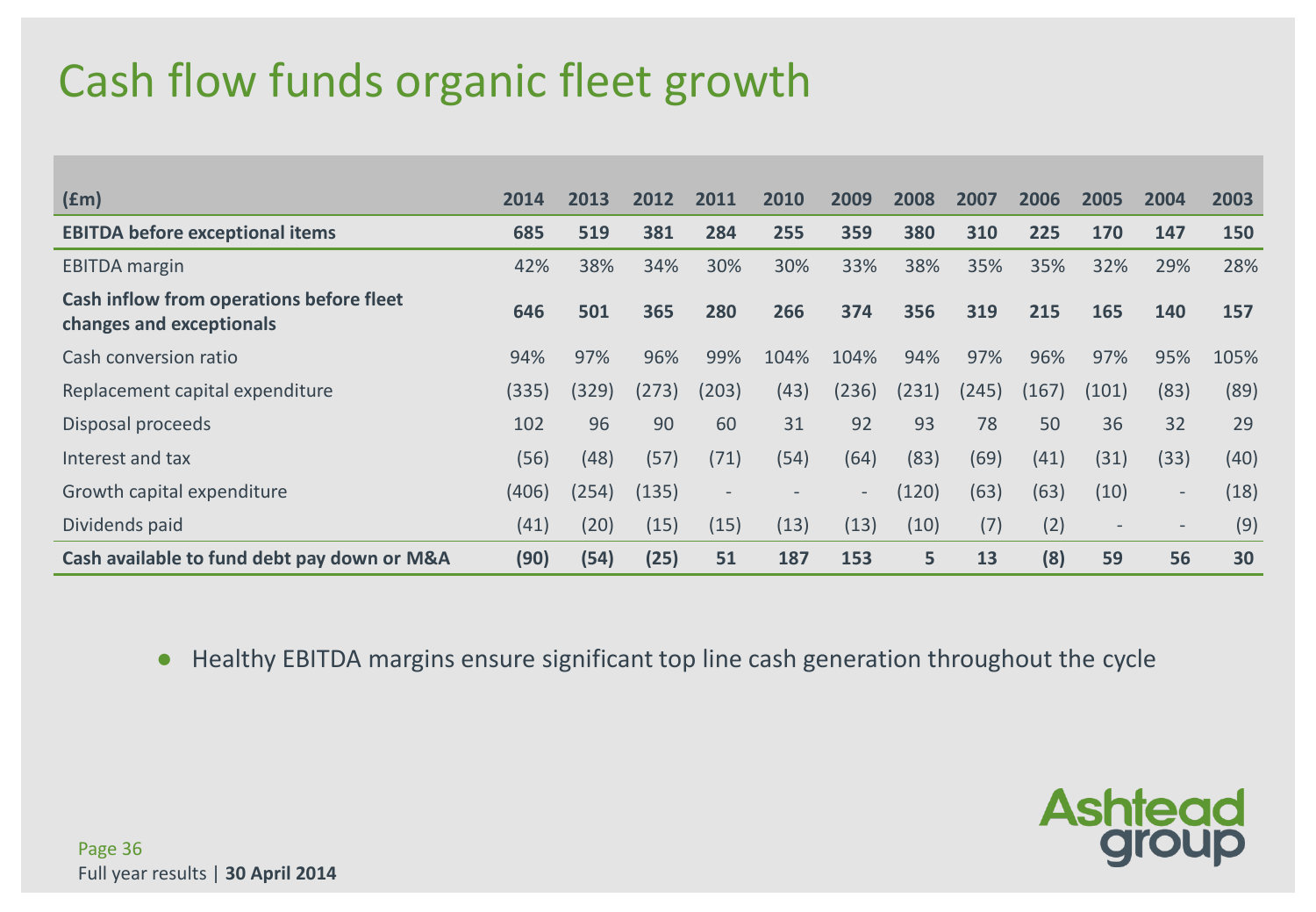# Cash flow funds organic fleet growth

| (£m) | 2014 | 2013 | 2012 | 2011 | 2010 | 2009 | 2008 | 2007 | 2006 | 2005 | 2004 | 2003 |
|---|---|---|---|---|---|---|---|---|---|---|---|---|
| **EBITDA before exceptional items** | **685** | **519** | **381** | **284** | **255** | **359** | **380** | **310** | **225** | **170** | **147** | **150** |
| EBITDA margin | 42% | 38% | 34% | 30% | 30% | 33% | 38% | 35% | 35% | 32% | 29% | 28% |
| **Cash inflow from operations before fleet changes and exceptionals** | **646** | **501** | **365** | **280** | **266** | **374** | **356** | **319** | **215** | **165** | **140** | **157** |
| Cash conversion ratio | 94% | 97% | 96% | 99% | 104% | 104% | 94% | 97% | 96% | 97% | 95% | 105% |
| Replacement capital expenditure | (335) | (329) | (273) | (203) | (43) | (236) | (231) | (245) | (167) | (101) | (83) | (89) |
| Disposal proceeds | 102 | 96 | 90 | 60 | 31 | 92 | 93 | 78 | 50 | 36 | 32 | 29 |
| Interest and tax | (56) | (48) | (57) | (71) | (54) | (64) | (83) | (69) | (41) | (31) | (33) | (40) |
| Growth capital expenditure | (406) | (254) | (135) | - | - | - | (120) | (63) | (63) | (10) | - | (18) |
| Dividends paid | (41) | (20) | (15) | (15) | (13) | (13) | (10) | (7) | (2) | - | - | (9) |
| **Cash available to fund debt pay down or M&A** | **(90)** | **(54)** | **(25)** | **51** | **187** | **153** | **5** | **13** | **(8)** | **59** | **56** | **30** |

- Healthy EBITDA margins ensure significant top line cash generation throughout the cycle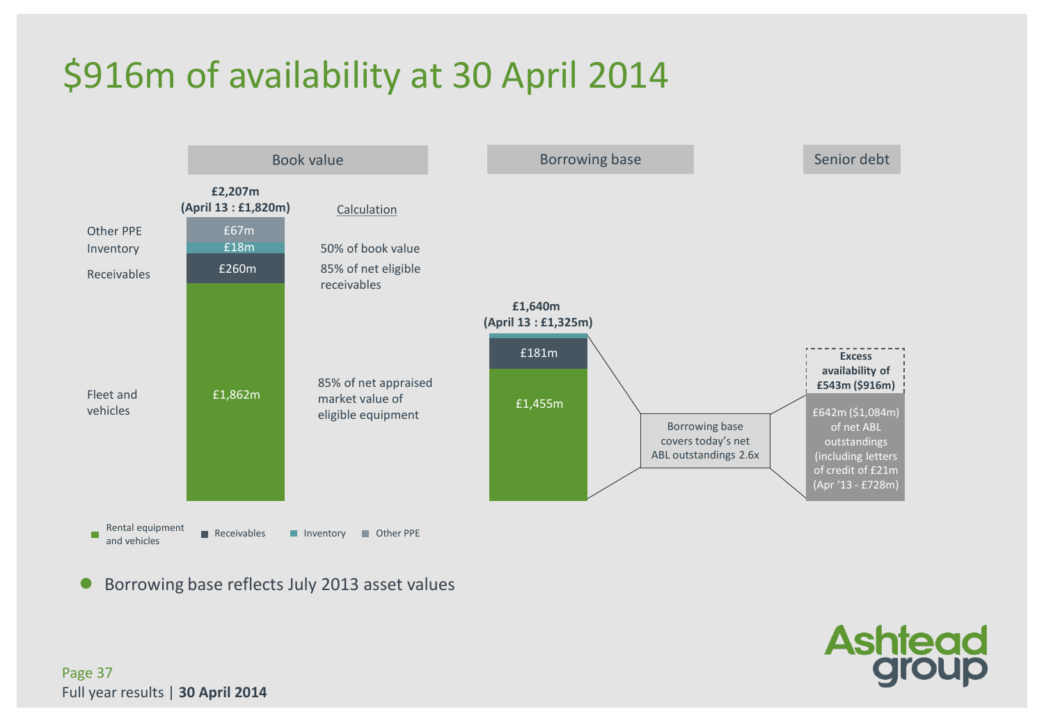# $916m of availability at 30 April 2014

| | Book value | Calculation |
|---|---|---|
| | **£2,207m (April 13 : £1,820m)** | |
| Other PPE | £67m | 50% of book value |
| Inventory | £18m | |
| Receivables | £260m | 85% of net eligible receivables |
| Fleet and vehicles | £1,862m | 85% of net appraised market value of eligible equipment |

**Borrowing base**

**£1,640m (April 13 : £1,325m)**

- £181m
- £1,455m

Borrowing base covers today's net ABL outstandings 2.6x

**Senior debt**

**Excess availability of £543m ($916m)**

£642m ($1,084m) of net ABL outstandings (including letters of credit of £21m (Apr '13 - £728m)

Rental equipment and vehicles | Receivables | Inventory | Other PPE

- Borrowing base reflects July 2013 asset values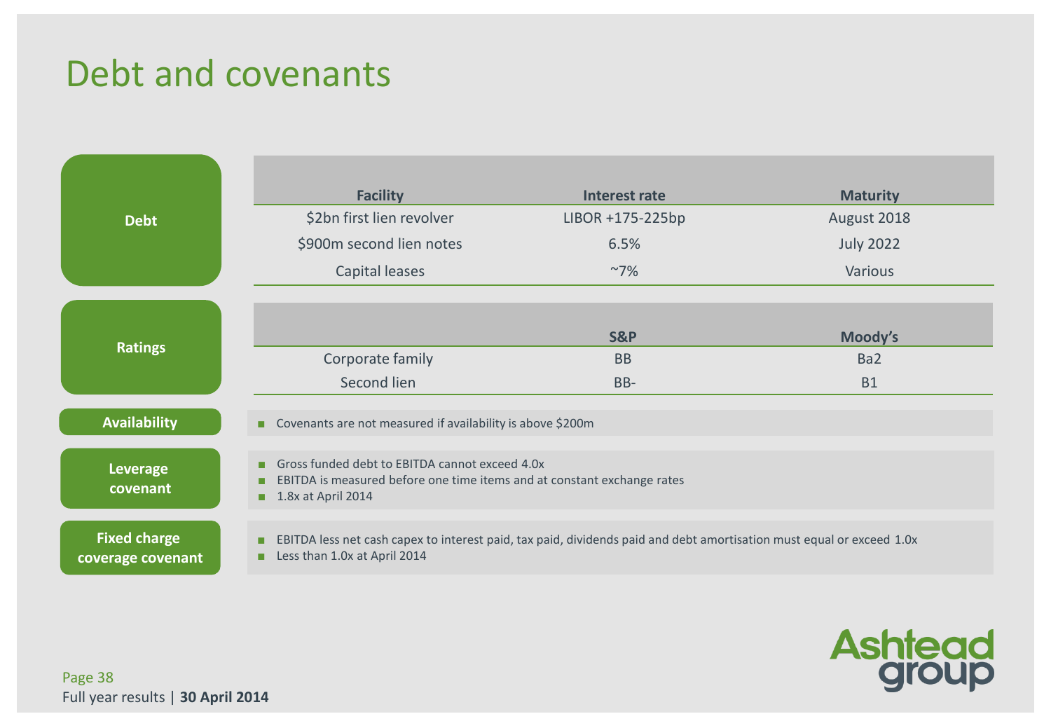# Debt and covenants

**Debt**

| Facility | Interest rate | Maturity |
|---|---|---|
| $2bn first lien revolver | LIBOR +175-225bp | August 2018 |
| $900m second lien notes | 6.5% | July 2022 |
| Capital leases | ~7% | Various |

**Ratings**

| | S&P | Moody's |
|---|---|---|
| Corporate family | BB | Ba2 |
| Second lien | BB- | B1 |

**Availability**

- Covenants are not measured if availability is above $200m

**Leverage covenant**

- Gross funded debt to EBITDA cannot exceed 4.0x
- EBITDA is measured before one time items and at constant exchange rates
- 1.8x at April 2014

**Fixed charge coverage covenant**

- EBITDA less net cash capex to interest paid, tax paid, dividends paid and debt amortisation must equal or exceed 1.0x
- Less than 1.0x at April 2014